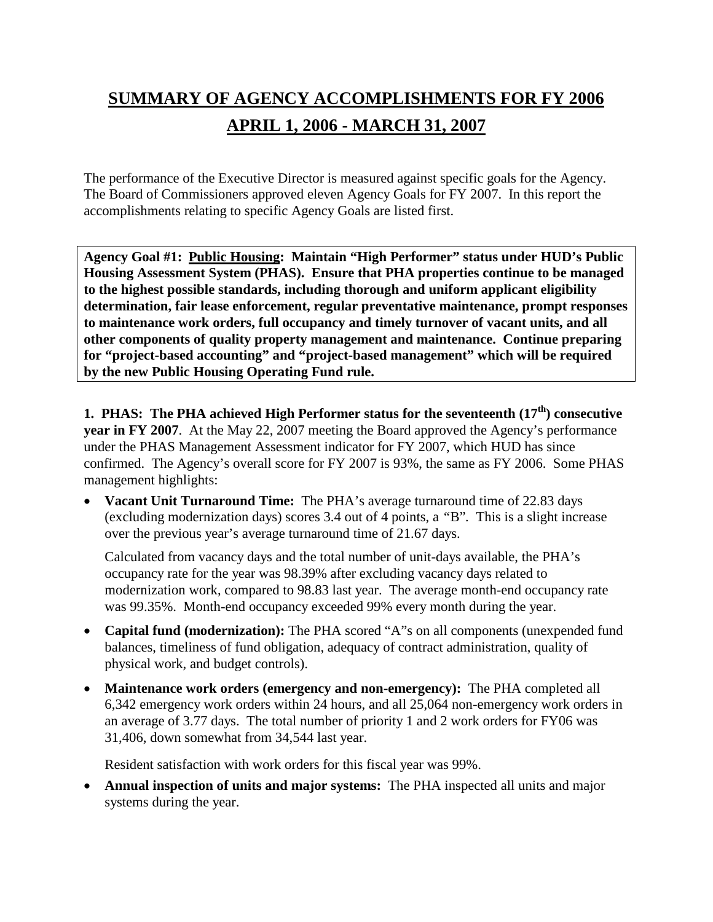# SUMMARY OF AGENCY ACCOMPLISHMENTS FOR FY 2006
## APRIL 1, 2006 - MARCH 31, 2007

The performance of the Executive Director is measured against specific goals for the Agency. The Board of Commissioners approved eleven Agency Goals for FY 2007. In this report the accomplishments relating to specific Agency Goals are listed first.

**Agency Goal #1: Public Housing: Maintain "High Performer" status under HUD's Public Housing Assessment System (PHAS). Ensure that PHA properties continue to be managed to the highest possible standards, including thorough and uniform applicant eligibility determination, fair lease enforcement, regular preventative maintenance, prompt responses to maintenance work orders, full occupancy and timely turnover of vacant units, and all other components of quality property management and maintenance. Continue preparing for "project-based accounting" and "project-based management" which will be required by the new Public Housing Operating Fund rule.**

**1. PHAS: The PHA achieved High Performer status for the seventeenth (17th) consecutive year in FY 2007**. At the May 22, 2007 meeting the Board approved the Agency's performance under the PHAS Management Assessment indicator for FY 2007, which HUD has since confirmed. The Agency's overall score for FY 2007 is 93%, the same as FY 2006. Some PHAS management highlights:

- **Vacant Unit Turnaround Time:** The PHA's average turnaround time of 22.83 days (excluding modernization days) scores 3.4 out of 4 points, a "B". This is a slight increase over the previous year's average turnaround time of 21.67 days.

  Calculated from vacancy days and the total number of unit-days available, the PHA's occupancy rate for the year was 98.39% after excluding vacancy days related to modernization work, compared to 98.83 last year. The average month-end occupancy rate was 99.35%. Month-end occupancy exceeded 99% every month during the year.

- **Capital fund (modernization):** The PHA scored "A"s on all components (unexpended fund balances, timeliness of fund obligation, adequacy of contract administration, quality of physical work, and budget controls).

- **Maintenance work orders (emergency and non-emergency):** The PHA completed all 6,342 emergency work orders within 24 hours, and all 25,064 non-emergency work orders in an average of 3.77 days. The total number of priority 1 and 2 work orders for FY06 was 31,406, down somewhat from 34,544 last year.

  Resident satisfaction with work orders for this fiscal year was 99%.

- **Annual inspection of units and major systems:** The PHA inspected all units and major systems during the year.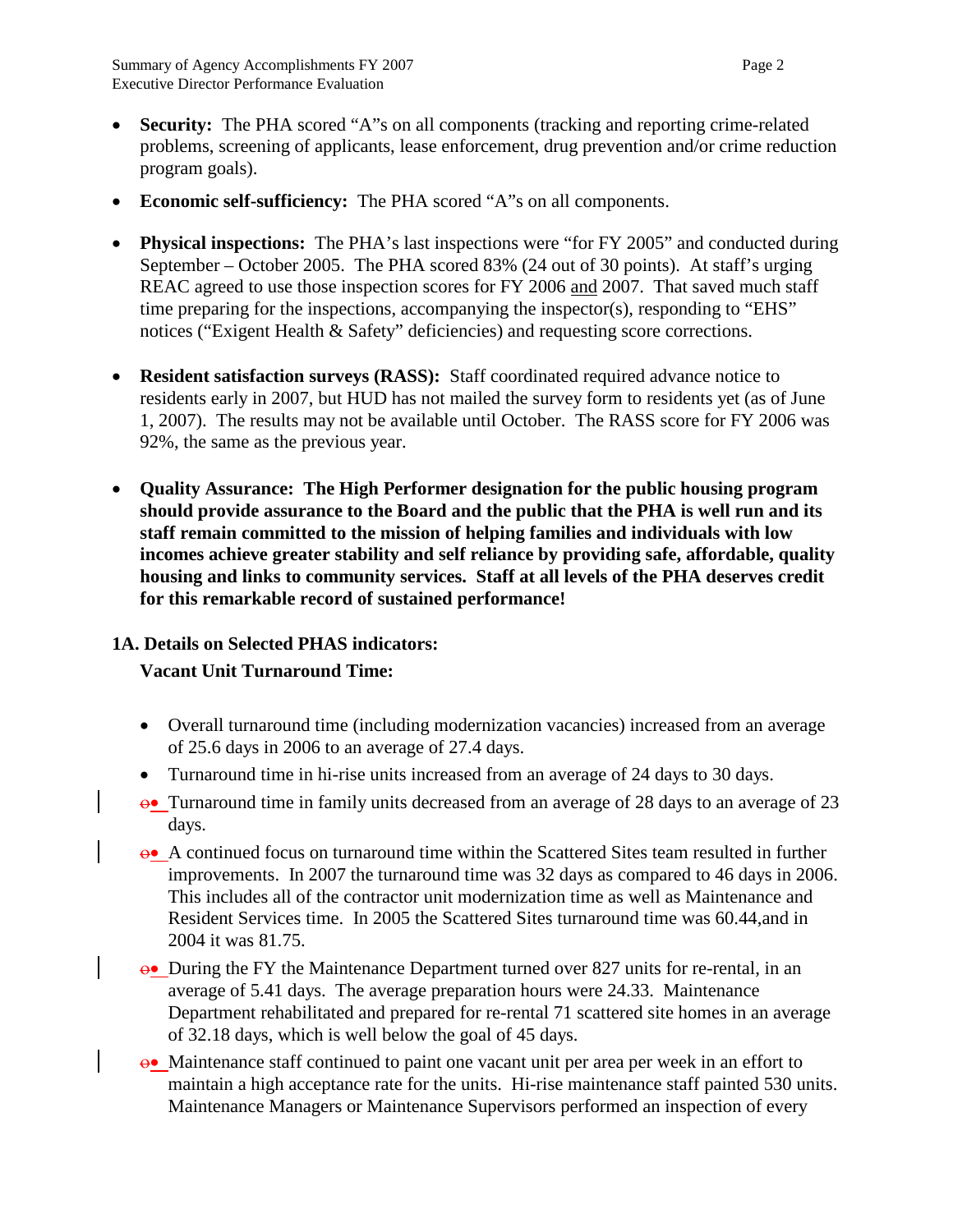- **Security:** The PHA scored "A"s on all components (tracking and reporting crime-related problems, screening of applicants, lease enforcement, drug prevention and/or crime reduction program goals).
- **Economic self-sufficiency:** The PHA scored "A"s on all components.
- **Physical inspections:** The PHA's last inspections were "for FY 2005" and conducted during September – October 2005. The PHA scored 83% (24 out of 30 points). At staff's urging REAC agreed to use those inspection scores for FY 2006 and 2007. That saved much staff time preparing for the inspections, accompanying the inspector(s), responding to "EHS" notices ("Exigent Health & Safety" deficiencies) and requesting score corrections.
- **Resident satisfaction surveys (RASS):** Staff coordinated required advance notice to residents early in 2007, but HUD has not mailed the survey form to residents yet (as of June 1, 2007). The results may not be available until October. The RASS score for FY 2006 was 92%, the same as the previous year.
- **Quality Assurance: The High Performer designation for the public housing program should provide assurance to the Board and the public that the PHA is well run and its staff remain committed to the mission of helping families and individuals with low incomes achieve greater stability and self reliance by providing safe, affordable, quality housing and links to community services. Staff at all levels of the PHA deserves credit for this remarkable record of sustained performance!**

**1A. Details on Selected PHAS indicators:**

**Vacant Unit Turnaround Time:**

- Overall turnaround time (including modernization vacancies) increased from an average of 25.6 days in 2006 to an average of 27.4 days.
- Turnaround time in hi-rise units increased from an average of 24 days to 30 days.
- Turnaround time in family units decreased from an average of 28 days to an average of 23 days.
- A continued focus on turnaround time within the Scattered Sites team resulted in further improvements. In 2007 the turnaround time was 32 days as compared to 46 days in 2006. This includes all of the contractor unit modernization time as well as Maintenance and Resident Services time. In 2005 the Scattered Sites turnaround time was 60.44,and in 2004 it was 81.75.
- During the FY the Maintenance Department turned over 827 units for re-rental, in an average of 5.41 days. The average preparation hours were 24.33. Maintenance Department rehabilitated and prepared for re-rental 71 scattered site homes in an average of 32.18 days, which is well below the goal of 45 days.
- Maintenance staff continued to paint one vacant unit per area per week in an effort to maintain a high acceptance rate for the units. Hi-rise maintenance staff painted 530 units. Maintenance Managers or Maintenance Supervisors performed an inspection of every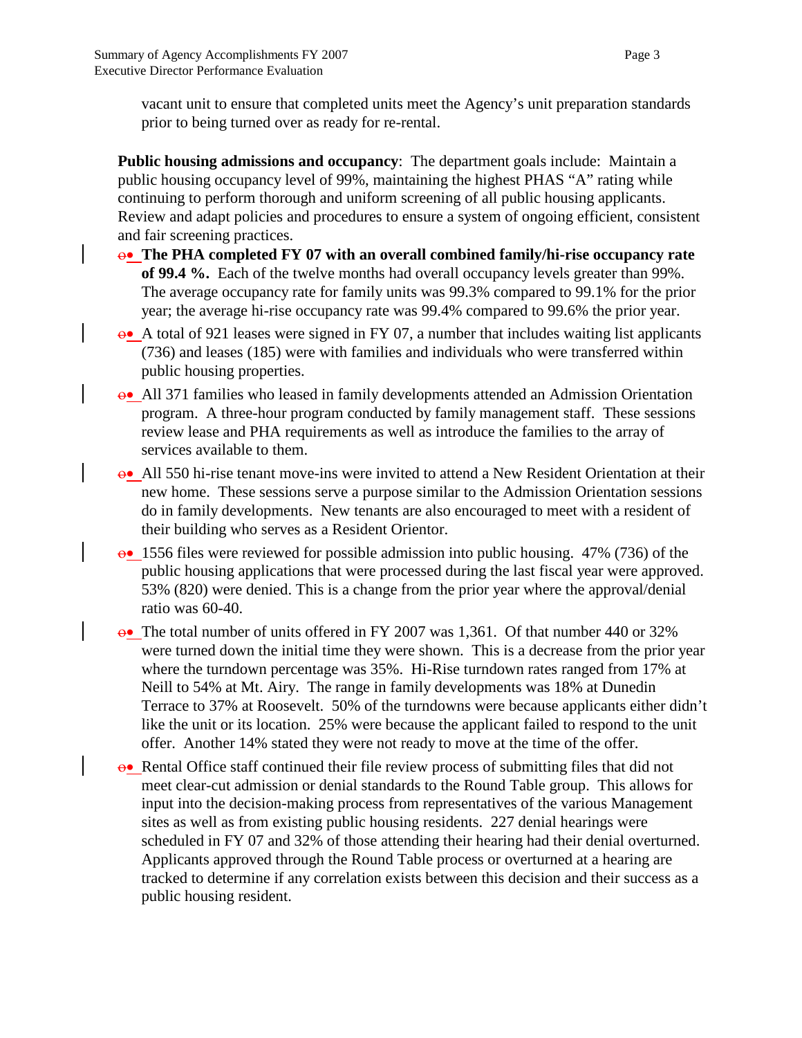vacant unit to ensure that completed units meet the Agency's unit preparation standards prior to being turned over as ready for re-rental.

**Public housing admissions and occupancy**: The department goals include: Maintain a public housing occupancy level of 99%, maintaining the highest PHAS "A" rating while continuing to perform thorough and uniform screening of all public housing applicants. Review and adapt policies and procedures to ensure a system of ongoing efficient, consistent and fair screening practices.

- **The PHA completed FY 07 with an overall combined family/hi-rise occupancy rate of 99.4 %.** Each of the twelve months had overall occupancy levels greater than 99%. The average occupancy rate for family units was 99.3% compared to 99.1% for the prior year; the average hi-rise occupancy rate was 99.4% compared to 99.6% the prior year.
- A total of 921 leases were signed in FY 07, a number that includes waiting list applicants (736) and leases (185) were with families and individuals who were transferred within public housing properties.
- All 371 families who leased in family developments attended an Admission Orientation program. A three-hour program conducted by family management staff. These sessions review lease and PHA requirements as well as introduce the families to the array of services available to them.
- All 550 hi-rise tenant move-ins were invited to attend a New Resident Orientation at their new home. These sessions serve a purpose similar to the Admission Orientation sessions do in family developments. New tenants are also encouraged to meet with a resident of their building who serves as a Resident Orientor.
- 1556 files were reviewed for possible admission into public housing. 47% (736) of the public housing applications that were processed during the last fiscal year were approved. 53% (820) were denied. This is a change from the prior year where the approval/denial ratio was 60-40.
- The total number of units offered in FY 2007 was 1,361. Of that number 440 or 32% were turned down the initial time they were shown. This is a decrease from the prior year where the turndown percentage was 35%. Hi-Rise turndown rates ranged from 17% at Neill to 54% at Mt. Airy. The range in family developments was 18% at Dunedin Terrace to 37% at Roosevelt. 50% of the turndowns were because applicants either didn't like the unit or its location. 25% were because the applicant failed to respond to the unit offer. Another 14% stated they were not ready to move at the time of the offer.
- Rental Office staff continued their file review process of submitting files that did not meet clear-cut admission or denial standards to the Round Table group. This allows for input into the decision-making process from representatives of the various Management sites as well as from existing public housing residents. 227 denial hearings were scheduled in FY 07 and 32% of those attending their hearing had their denial overturned. Applicants approved through the Round Table process or overturned at a hearing are tracked to determine if any correlation exists between this decision and their success as a public housing resident.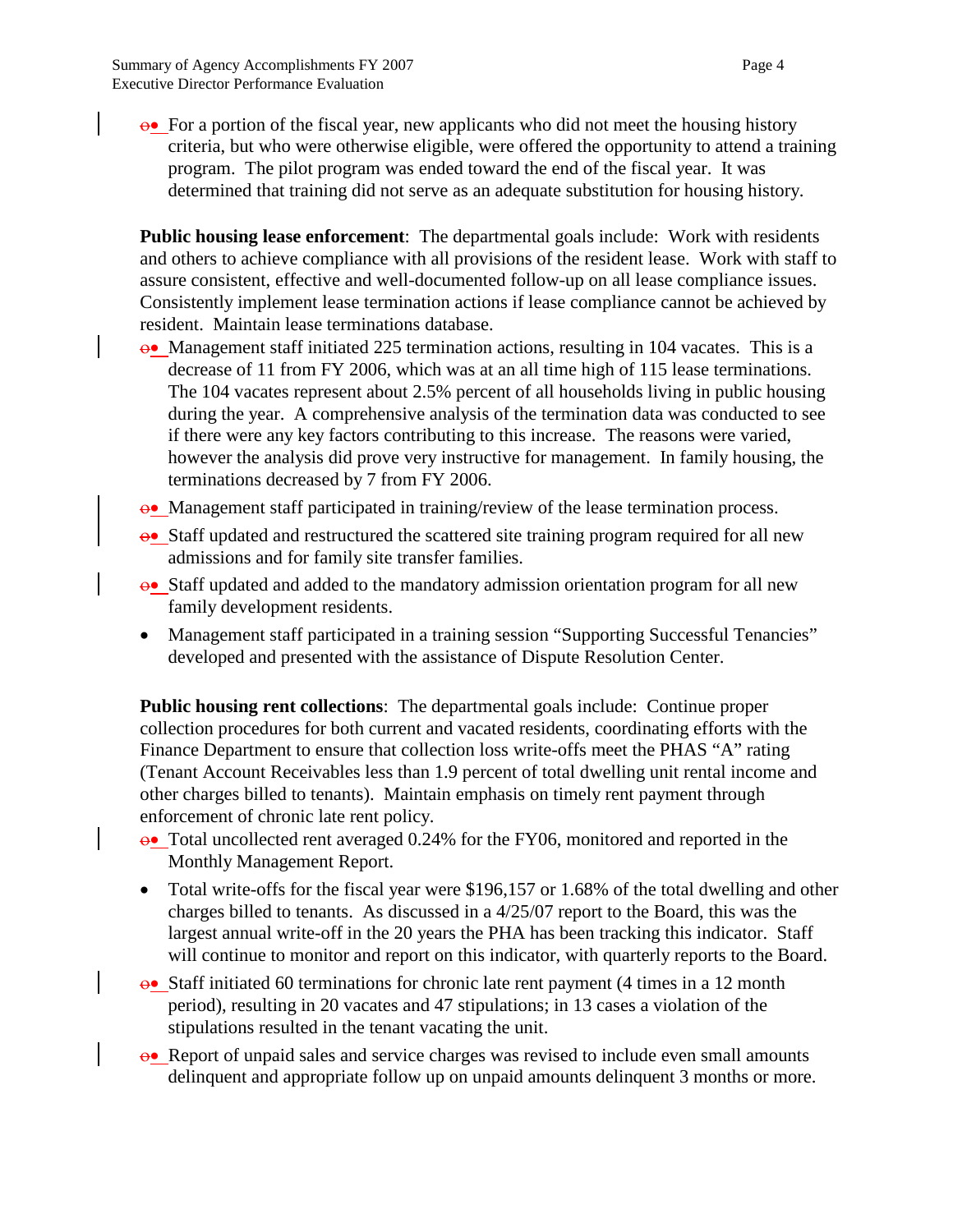- For a portion of the fiscal year, new applicants who did not meet the housing history criteria, but who were otherwise eligible, were offered the opportunity to attend a training program. The pilot program was ended toward the end of the fiscal year. It was determined that training did not serve as an adequate substitution for housing history.

**Public housing lease enforcement**: The departmental goals include: Work with residents and others to achieve compliance with all provisions of the resident lease. Work with staff to assure consistent, effective and well-documented follow-up on all lease compliance issues. Consistently implement lease termination actions if lease compliance cannot be achieved by resident. Maintain lease terminations database.

- Management staff initiated 225 termination actions, resulting in 104 vacates. This is a decrease of 11 from FY 2006, which was at an all time high of 115 lease terminations. The 104 vacates represent about 2.5% percent of all households living in public housing during the year. A comprehensive analysis of the termination data was conducted to see if there were any key factors contributing to this increase. The reasons were varied, however the analysis did prove very instructive for management. In family housing, the terminations decreased by 7 from FY 2006.
- Management staff participated in training/review of the lease termination process.
- Staff updated and restructured the scattered site training program required for all new admissions and for family site transfer families.
- Staff updated and added to the mandatory admission orientation program for all new family development residents.
- Management staff participated in a training session "Supporting Successful Tenancies" developed and presented with the assistance of Dispute Resolution Center.

**Public housing rent collections**: The departmental goals include: Continue proper collection procedures for both current and vacated residents, coordinating efforts with the Finance Department to ensure that collection loss write-offs meet the PHAS "A" rating (Tenant Account Receivables less than 1.9 percent of total dwelling unit rental income and other charges billed to tenants). Maintain emphasis on timely rent payment through enforcement of chronic late rent policy.

- Total uncollected rent averaged 0.24% for the FY06, monitored and reported in the Monthly Management Report.
- Total write-offs for the fiscal year were $196,157 or 1.68% of the total dwelling and other charges billed to tenants. As discussed in a 4/25/07 report to the Board, this was the largest annual write-off in the 20 years the PHA has been tracking this indicator. Staff will continue to monitor and report on this indicator, with quarterly reports to the Board.
- Staff initiated 60 terminations for chronic late rent payment (4 times in a 12 month period), resulting in 20 vacates and 47 stipulations; in 13 cases a violation of the stipulations resulted in the tenant vacating the unit.
- Report of unpaid sales and service charges was revised to include even small amounts delinquent and appropriate follow up on unpaid amounts delinquent 3 months or more.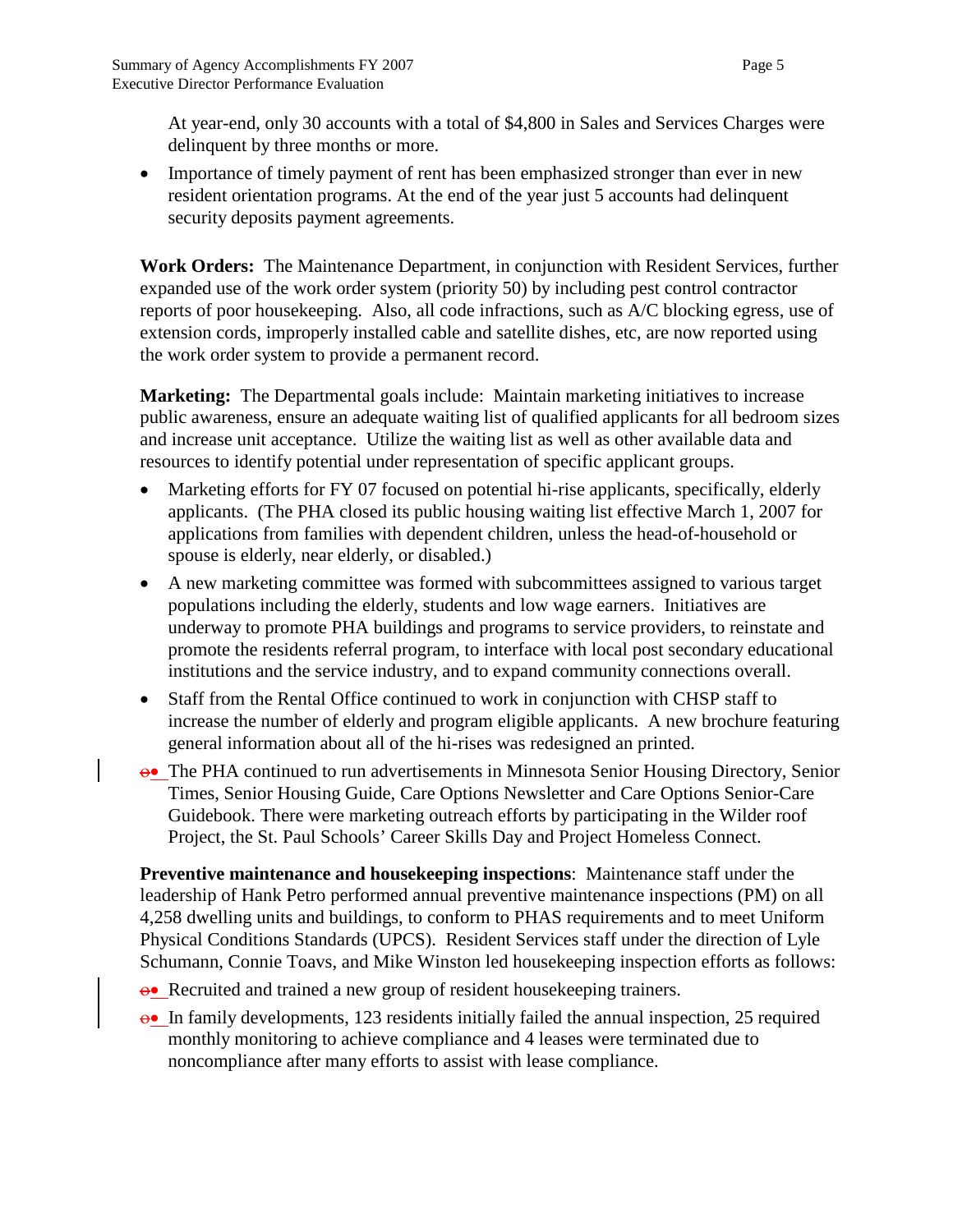At year-end, only 30 accounts with a total of $4,800 in Sales and Services Charges were delinquent by three months or more.

- Importance of timely payment of rent has been emphasized stronger than ever in new resident orientation programs. At the end of the year just 5 accounts had delinquent security deposits payment agreements.

**Work Orders:** The Maintenance Department, in conjunction with Resident Services, further expanded use of the work order system (priority 50) by including pest control contractor reports of poor housekeeping. Also, all code infractions, such as A/C blocking egress, use of extension cords, improperly installed cable and satellite dishes, etc, are now reported using the work order system to provide a permanent record.

**Marketing:** The Departmental goals include: Maintain marketing initiatives to increase public awareness, ensure an adequate waiting list of qualified applicants for all bedroom sizes and increase unit acceptance. Utilize the waiting list as well as other available data and resources to identify potential under representation of specific applicant groups.

- Marketing efforts for FY 07 focused on potential hi-rise applicants, specifically, elderly applicants. (The PHA closed its public housing waiting list effective March 1, 2007 for applications from families with dependent children, unless the head-of-household or spouse is elderly, near elderly, or disabled.)
- A new marketing committee was formed with subcommittees assigned to various target populations including the elderly, students and low wage earners. Initiatives are underway to promote PHA buildings and programs to service providers, to reinstate and promote the residents referral program, to interface with local post secondary educational institutions and the service industry, and to expand community connections overall.
- Staff from the Rental Office continued to work in conjunction with CHSP staff to increase the number of elderly and program eligible applicants. A new brochure featuring general information about all of the hi-rises was redesigned an printed.
- The PHA continued to run advertisements in Minnesota Senior Housing Directory, Senior Times, Senior Housing Guide, Care Options Newsletter and Care Options Senior-Care Guidebook. There were marketing outreach efforts by participating in the Wilder roof Project, the St. Paul Schools' Career Skills Day and Project Homeless Connect.

**Preventive maintenance and housekeeping inspections**: Maintenance staff under the leadership of Hank Petro performed annual preventive maintenance inspections (PM) on all 4,258 dwelling units and buildings, to conform to PHAS requirements and to meet Uniform Physical Conditions Standards (UPCS). Resident Services staff under the direction of Lyle Schumann, Connie Toavs, and Mike Winston led housekeeping inspection efforts as follows:

- Recruited and trained a new group of resident housekeeping trainers.
- In family developments, 123 residents initially failed the annual inspection, 25 required monthly monitoring to achieve compliance and 4 leases were terminated due to noncompliance after many efforts to assist with lease compliance.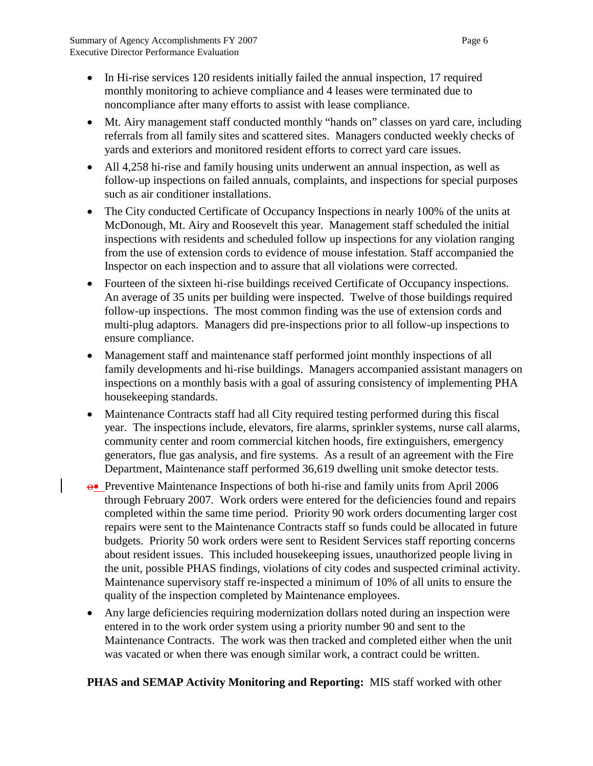- In Hi-rise services 120 residents initially failed the annual inspection, 17 required monthly monitoring to achieve compliance and 4 leases were terminated due to noncompliance after many efforts to assist with lease compliance.
- Mt. Airy management staff conducted monthly "hands on" classes on yard care, including referrals from all family sites and scattered sites. Managers conducted weekly checks of yards and exteriors and monitored resident efforts to correct yard care issues.
- All 4,258 hi-rise and family housing units underwent an annual inspection, as well as follow-up inspections on failed annuals, complaints, and inspections for special purposes such as air conditioner installations.
- The City conducted Certificate of Occupancy Inspections in nearly 100% of the units at McDonough, Mt. Airy and Roosevelt this year. Management staff scheduled the initial inspections with residents and scheduled follow up inspections for any violation ranging from the use of extension cords to evidence of mouse infestation. Staff accompanied the Inspector on each inspection and to assure that all violations were corrected.
- Fourteen of the sixteen hi-rise buildings received Certificate of Occupancy inspections. An average of 35 units per building were inspected. Twelve of those buildings required follow-up inspections. The most common finding was the use of extension cords and multi-plug adaptors. Managers did pre-inspections prior to all follow-up inspections to ensure compliance.
- Management staff and maintenance staff performed joint monthly inspections of all family developments and hi-rise buildings. Managers accompanied assistant managers on inspections on a monthly basis with a goal of assuring consistency of implementing PHA housekeeping standards.
- Maintenance Contracts staff had all City required testing performed during this fiscal year. The inspections include, elevators, fire alarms, sprinkler systems, nurse call alarms, community center and room commercial kitchen hoods, fire extinguishers, emergency generators, flue gas analysis, and fire systems. As a result of an agreement with the Fire Department, Maintenance staff performed 36,619 dwelling unit smoke detector tests.
- Preventive Maintenance Inspections of both hi-rise and family units from April 2006 through February 2007. Work orders were entered for the deficiencies found and repairs completed within the same time period. Priority 90 work orders documenting larger cost repairs were sent to the Maintenance Contracts staff so funds could be allocated in future budgets. Priority 50 work orders were sent to Resident Services staff reporting concerns about resident issues. This included housekeeping issues, unauthorized people living in the unit, possible PHAS findings, violations of city codes and suspected criminal activity. Maintenance supervisory staff re-inspected a minimum of 10% of all units to ensure the quality of the inspection completed by Maintenance employees.
- Any large deficiencies requiring modernization dollars noted during an inspection were entered in to the work order system using a priority number 90 and sent to the Maintenance Contracts. The work was then tracked and completed either when the unit was vacated or when there was enough similar work, a contract could be written.

**PHAS and SEMAP Activity Monitoring and Reporting:** MIS staff worked with other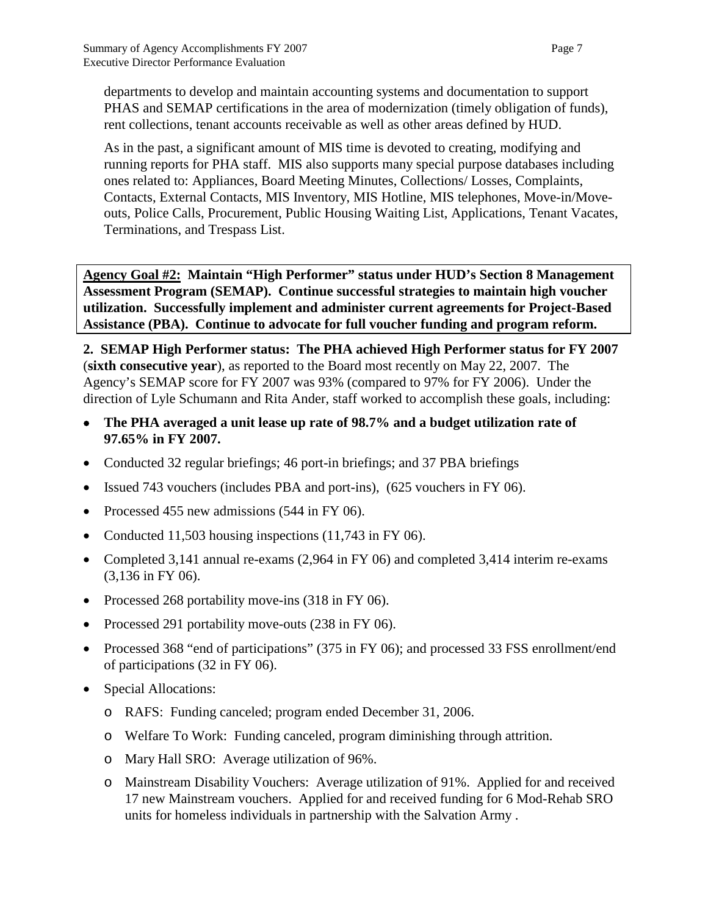departments to develop and maintain accounting systems and documentation to support PHAS and SEMAP certifications in the area of modernization (timely obligation of funds), rent collections, tenant accounts receivable as well as other areas defined by HUD.

As in the past, a significant amount of MIS time is devoted to creating, modifying and running reports for PHA staff. MIS also supports many special purpose databases including ones related to: Appliances, Board Meeting Minutes, Collections/ Losses, Complaints, Contacts, External Contacts, MIS Inventory, MIS Hotline, MIS telephones, Move-in/Move-outs, Police Calls, Procurement, Public Housing Waiting List, Applications, Tenant Vacates, Terminations, and Trespass List.

**Agency Goal #2: Maintain "High Performer" status under HUD's Section 8 Management Assessment Program (SEMAP). Continue successful strategies to maintain high voucher utilization. Successfully implement and administer current agreements for Project-Based Assistance (PBA). Continue to advocate for full voucher funding and program reform.**

**2. SEMAP High Performer status: The PHA achieved High Performer status for FY 2007** (**sixth consecutive year**), as reported to the Board most recently on May 22, 2007. The Agency's SEMAP score for FY 2007 was 93% (compared to 97% for FY 2006). Under the direction of Lyle Schumann and Rita Ander, staff worked to accomplish these goals, including:

- **The PHA averaged a unit lease up rate of 98.7% and a budget utilization rate of 97.65% in FY 2007.**
- Conducted 32 regular briefings; 46 port-in briefings; and 37 PBA briefings
- Issued 743 vouchers (includes PBA and port-ins), (625 vouchers in FY 06).
- Processed 455 new admissions (544 in FY 06).
- Conducted 11,503 housing inspections (11,743 in FY 06).
- Completed 3,141 annual re-exams (2,964 in FY 06) and completed 3,414 interim re-exams (3,136 in FY 06).
- Processed 268 portability move-ins (318 in FY 06).
- Processed 291 portability move-outs (238 in FY 06).
- Processed 368 "end of participations" (375 in FY 06); and processed 33 FSS enrollment/end of participations (32 in FY 06).
- Special Allocations:
  - RAFS: Funding canceled; program ended December 31, 2006.
  - Welfare To Work: Funding canceled, program diminishing through attrition.
  - Mary Hall SRO: Average utilization of 96%.
  - Mainstream Disability Vouchers: Average utilization of 91%. Applied for and received 17 new Mainstream vouchers. Applied for and received funding for 6 Mod-Rehab SRO units for homeless individuals in partnership with the Salvation Army .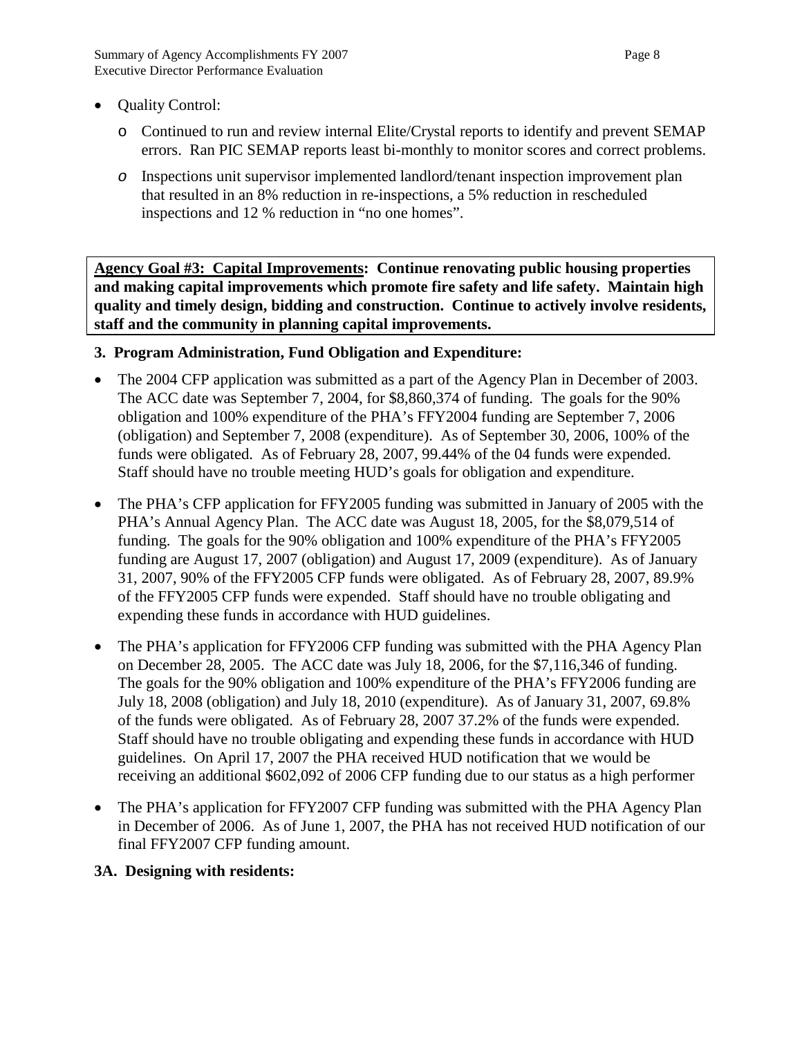- Quality Control:
  - Continued to run and review internal Elite/Crystal reports to identify and prevent SEMAP errors. Ran PIC SEMAP reports least bi-monthly to monitor scores and correct problems.
  - Inspections unit supervisor implemented landlord/tenant inspection improvement plan that resulted in an 8% reduction in re-inspections, a 5% reduction in rescheduled inspections and 12 % reduction in "no one homes".

**<u>Agency Goal #3: Capital Improvements</u>: Continue renovating public housing properties and making capital improvements which promote fire safety and life safety. Maintain high quality and timely design, bidding and construction. Continue to actively involve residents, staff and the community in planning capital improvements.**

**3. Program Administration, Fund Obligation and Expenditure:**

- The 2004 CFP application was submitted as a part of the Agency Plan in December of 2003. The ACC date was September 7, 2004, for $8,860,374 of funding. The goals for the 90% obligation and 100% expenditure of the PHA's FFY2004 funding are September 7, 2006 (obligation) and September 7, 2008 (expenditure). As of September 30, 2006, 100% of the funds were obligated. As of February 28, 2007, 99.44% of the 04 funds were expended. Staff should have no trouble meeting HUD's goals for obligation and expenditure.
- The PHA's CFP application for FFY2005 funding was submitted in January of 2005 with the PHA's Annual Agency Plan. The ACC date was August 18, 2005, for the $8,079,514 of funding. The goals for the 90% obligation and 100% expenditure of the PHA's FFY2005 funding are August 17, 2007 (obligation) and August 17, 2009 (expenditure). As of January 31, 2007, 90% of the FFY2005 CFP funds were obligated. As of February 28, 2007, 89.9% of the FFY2005 CFP funds were expended. Staff should have no trouble obligating and expending these funds in accordance with HUD guidelines.
- The PHA's application for FFY2006 CFP funding was submitted with the PHA Agency Plan on December 28, 2005. The ACC date was July 18, 2006, for the $7,116,346 of funding. The goals for the 90% obligation and 100% expenditure of the PHA's FFY2006 funding are July 18, 2008 (obligation) and July 18, 2010 (expenditure). As of January 31, 2007, 69.8% of the funds were obligated. As of February 28, 2007 37.2% of the funds were expended. Staff should have no trouble obligating and expending these funds in accordance with HUD guidelines. On April 17, 2007 the PHA received HUD notification that we would be receiving an additional $602,092 of 2006 CFP funding due to our status as a high performer
- The PHA's application for FFY2007 CFP funding was submitted with the PHA Agency Plan in December of 2006. As of June 1, 2007, the PHA has not received HUD notification of our final FFY2007 CFP funding amount.

**3A. Designing with residents:**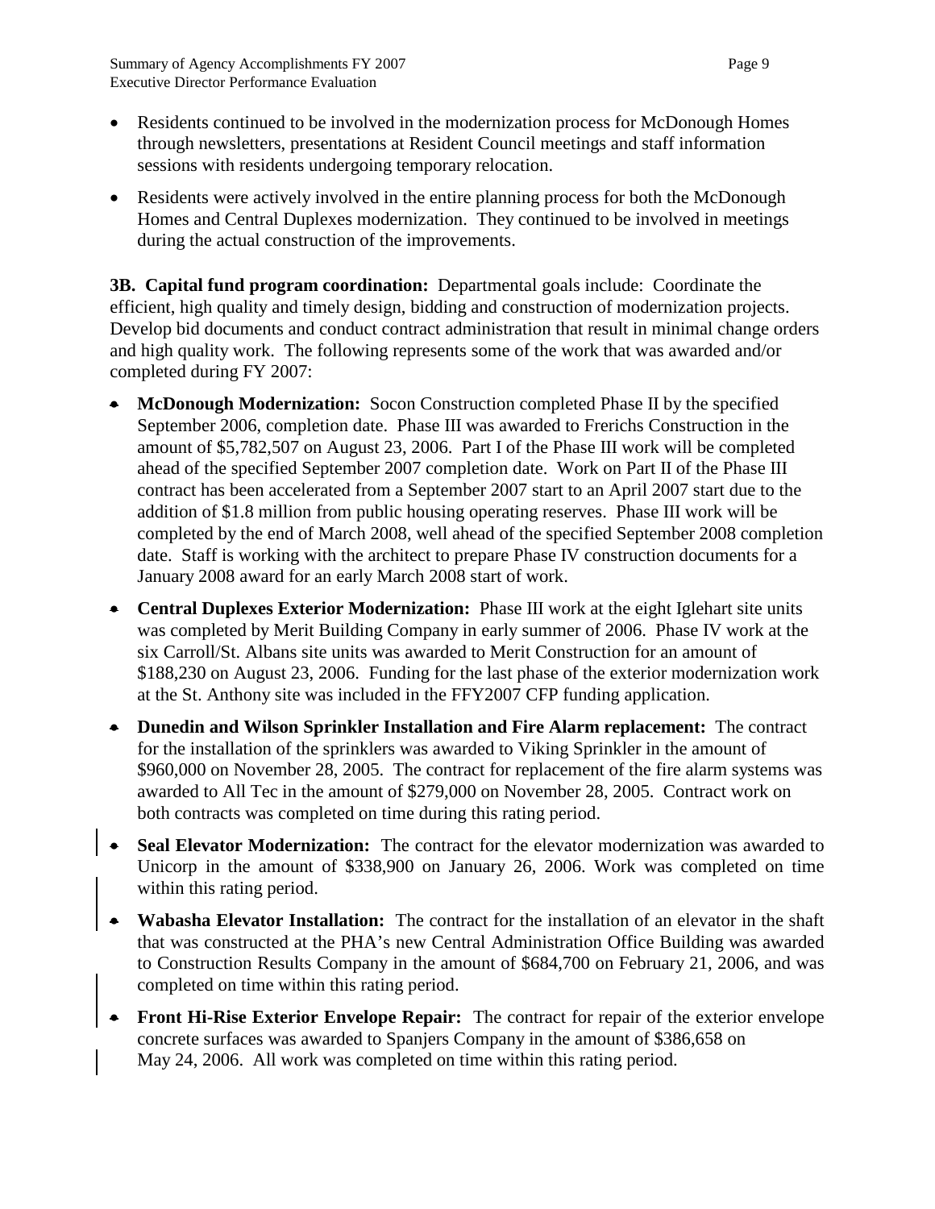- Residents continued to be involved in the modernization process for McDonough Homes through newsletters, presentations at Resident Council meetings and staff information sessions with residents undergoing temporary relocation.
- Residents were actively involved in the entire planning process for both the McDonough Homes and Central Duplexes modernization. They continued to be involved in meetings during the actual construction of the improvements.

**3B. Capital fund program coordination:** Departmental goals include: Coordinate the efficient, high quality and timely design, bidding and construction of modernization projects. Develop bid documents and conduct contract administration that result in minimal change orders and high quality work. The following represents some of the work that was awarded and/or completed during FY 2007:

- **McDonough Modernization:** Socon Construction completed Phase II by the specified September 2006, completion date. Phase III was awarded to Frerichs Construction in the amount of $5,782,507 on August 23, 2006. Part I of the Phase III work will be completed ahead of the specified September 2007 completion date. Work on Part II of the Phase III contract has been accelerated from a September 2007 start to an April 2007 start due to the addition of $1.8 million from public housing operating reserves. Phase III work will be completed by the end of March 2008, well ahead of the specified September 2008 completion date. Staff is working with the architect to prepare Phase IV construction documents for a January 2008 award for an early March 2008 start of work.
- **Central Duplexes Exterior Modernization:** Phase III work at the eight Iglehart site units was completed by Merit Building Company in early summer of 2006. Phase IV work at the six Carroll/St. Albans site units was awarded to Merit Construction for an amount of $188,230 on August 23, 2006. Funding for the last phase of the exterior modernization work at the St. Anthony site was included in the FFY2007 CFP funding application.
- **Dunedin and Wilson Sprinkler Installation and Fire Alarm replacement:** The contract for the installation of the sprinklers was awarded to Viking Sprinkler in the amount of $960,000 on November 28, 2005. The contract for replacement of the fire alarm systems was awarded to All Tec in the amount of $279,000 on November 28, 2005. Contract work on both contracts was completed on time during this rating period.
- **Seal Elevator Modernization:** The contract for the elevator modernization was awarded to Unicorp in the amount of $338,900 on January 26, 2006. Work was completed on time within this rating period.
- **Wabasha Elevator Installation:** The contract for the installation of an elevator in the shaft that was constructed at the PHA's new Central Administration Office Building was awarded to Construction Results Company in the amount of $684,700 on February 21, 2006, and was completed on time within this rating period.
- **Front Hi-Rise Exterior Envelope Repair:** The contract for repair of the exterior envelope concrete surfaces was awarded to Spanjers Company in the amount of $386,658 on May 24, 2006. All work was completed on time within this rating period.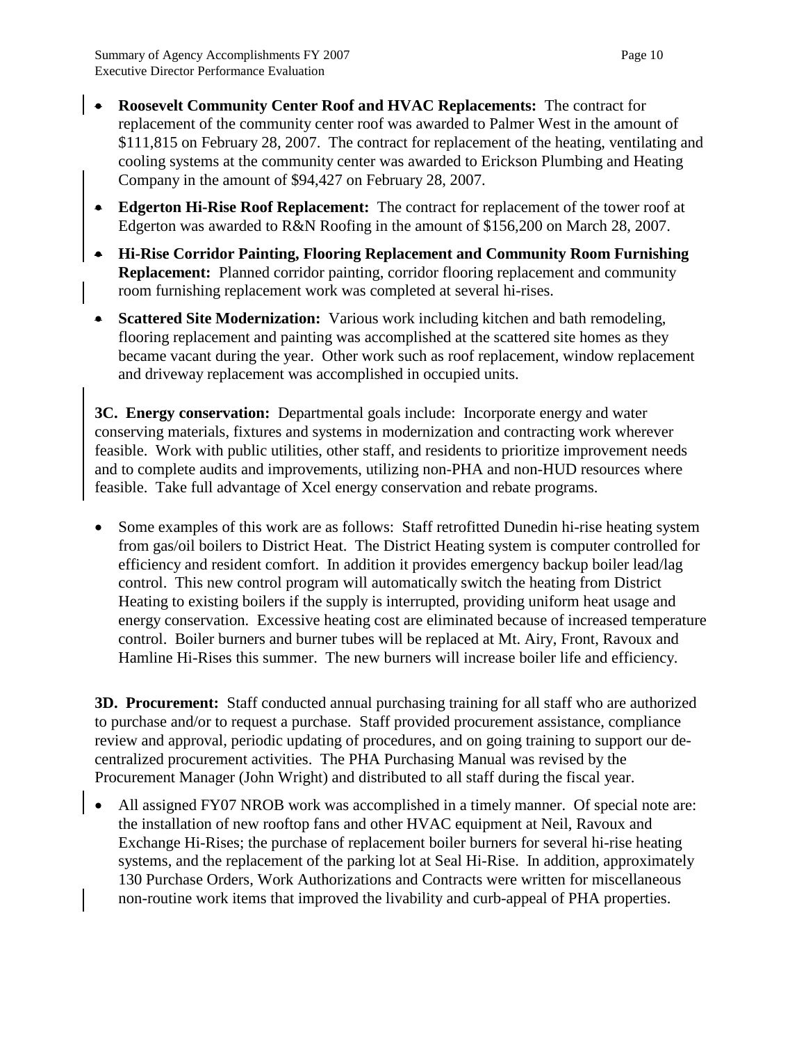- **Roosevelt Community Center Roof and HVAC Replacements:** The contract for replacement of the community center roof was awarded to Palmer West in the amount of $111,815 on February 28, 2007. The contract for replacement of the heating, ventilating and cooling systems at the community center was awarded to Erickson Plumbing and Heating Company in the amount of $94,427 on February 28, 2007.
- **Edgerton Hi-Rise Roof Replacement:** The contract for replacement of the tower roof at Edgerton was awarded to R&N Roofing in the amount of $156,200 on March 28, 2007.
- **Hi-Rise Corridor Painting, Flooring Replacement and Community Room Furnishing Replacement:** Planned corridor painting, corridor flooring replacement and community room furnishing replacement work was completed at several hi-rises.
- **Scattered Site Modernization:** Various work including kitchen and bath remodeling, flooring replacement and painting was accomplished at the scattered site homes as they became vacant during the year. Other work such as roof replacement, window replacement and driveway replacement was accomplished in occupied units.

**3C. Energy conservation:** Departmental goals include: Incorporate energy and water conserving materials, fixtures and systems in modernization and contracting work wherever feasible. Work with public utilities, other staff, and residents to prioritize improvement needs and to complete audits and improvements, utilizing non-PHA and non-HUD resources where feasible. Take full advantage of Xcel energy conservation and rebate programs.

- Some examples of this work are as follows: Staff retrofitted Dunedin hi-rise heating system from gas/oil boilers to District Heat. The District Heating system is computer controlled for efficiency and resident comfort. In addition it provides emergency backup boiler lead/lag control. This new control program will automatically switch the heating from District Heating to existing boilers if the supply is interrupted, providing uniform heat usage and energy conservation. Excessive heating cost are eliminated because of increased temperature control. Boiler burners and burner tubes will be replaced at Mt. Airy, Front, Ravoux and Hamline Hi-Rises this summer. The new burners will increase boiler life and efficiency.

**3D. Procurement:** Staff conducted annual purchasing training for all staff who are authorized to purchase and/or to request a purchase. Staff provided procurement assistance, compliance review and approval, periodic updating of procedures, and on going training to support our de-centralized procurement activities. The PHA Purchasing Manual was revised by the Procurement Manager (John Wright) and distributed to all staff during the fiscal year.

- All assigned FY07 NROB work was accomplished in a timely manner. Of special note are: the installation of new rooftop fans and other HVAC equipment at Neil, Ravoux and Exchange Hi-Rises; the purchase of replacement boiler burners for several hi-rise heating systems, and the replacement of the parking lot at Seal Hi-Rise. In addition, approximately 130 Purchase Orders, Work Authorizations and Contracts were written for miscellaneous non-routine work items that improved the livability and curb-appeal of PHA properties.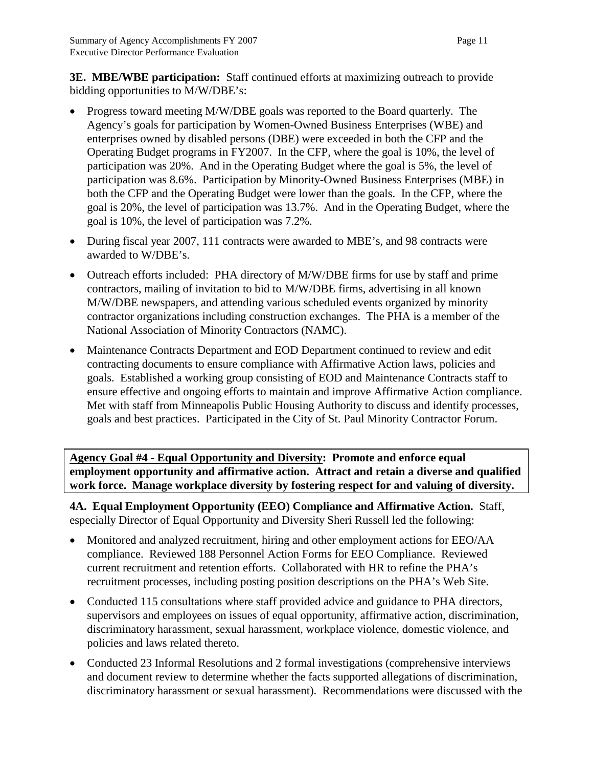**3E. MBE/WBE participation:** Staff continued efforts at maximizing outreach to provide bidding opportunities to M/W/DBE's:

- Progress toward meeting M/W/DBE goals was reported to the Board quarterly. The Agency's goals for participation by Women-Owned Business Enterprises (WBE) and enterprises owned by disabled persons (DBE) were exceeded in both the CFP and the Operating Budget programs in FY2007. In the CFP, where the goal is 10%, the level of participation was 20%. And in the Operating Budget where the goal is 5%, the level of participation was 8.6%. Participation by Minority-Owned Business Enterprises (MBE) in both the CFP and the Operating Budget were lower than the goals. In the CFP, where the goal is 20%, the level of participation was 13.7%. And in the Operating Budget, where the goal is 10%, the level of participation was 7.2%.
- During fiscal year 2007, 111 contracts were awarded to MBE's, and 98 contracts were awarded to W/DBE's.
- Outreach efforts included: PHA directory of M/W/DBE firms for use by staff and prime contractors, mailing of invitation to bid to M/W/DBE firms, advertising in all known M/W/DBE newspapers, and attending various scheduled events organized by minority contractor organizations including construction exchanges. The PHA is a member of the National Association of Minority Contractors (NAMC).
- Maintenance Contracts Department and EOD Department continued to review and edit contracting documents to ensure compliance with Affirmative Action laws, policies and goals. Established a working group consisting of EOD and Maintenance Contracts staff to ensure effective and ongoing efforts to maintain and improve Affirmative Action compliance. Met with staff from Minneapolis Public Housing Authority to discuss and identify processes, goals and best practices. Participated in the City of St. Paul Minority Contractor Forum.

**Agency Goal #4 - Equal Opportunity and Diversity: Promote and enforce equal employment opportunity and affirmative action. Attract and retain a diverse and qualified work force. Manage workplace diversity by fostering respect for and valuing of diversity.**

**4A. Equal Employment Opportunity (EEO) Compliance and Affirmative Action.** Staff, especially Director of Equal Opportunity and Diversity Sheri Russell led the following:

- Monitored and analyzed recruitment, hiring and other employment actions for EEO/AA compliance. Reviewed 188 Personnel Action Forms for EEO Compliance. Reviewed current recruitment and retention efforts. Collaborated with HR to refine the PHA's recruitment processes, including posting position descriptions on the PHA's Web Site.
- Conducted 115 consultations where staff provided advice and guidance to PHA directors, supervisors and employees on issues of equal opportunity, affirmative action, discrimination, discriminatory harassment, sexual harassment, workplace violence, domestic violence, and policies and laws related thereto.
- Conducted 23 Informal Resolutions and 2 formal investigations (comprehensive interviews and document review to determine whether the facts supported allegations of discrimination, discriminatory harassment or sexual harassment). Recommendations were discussed with the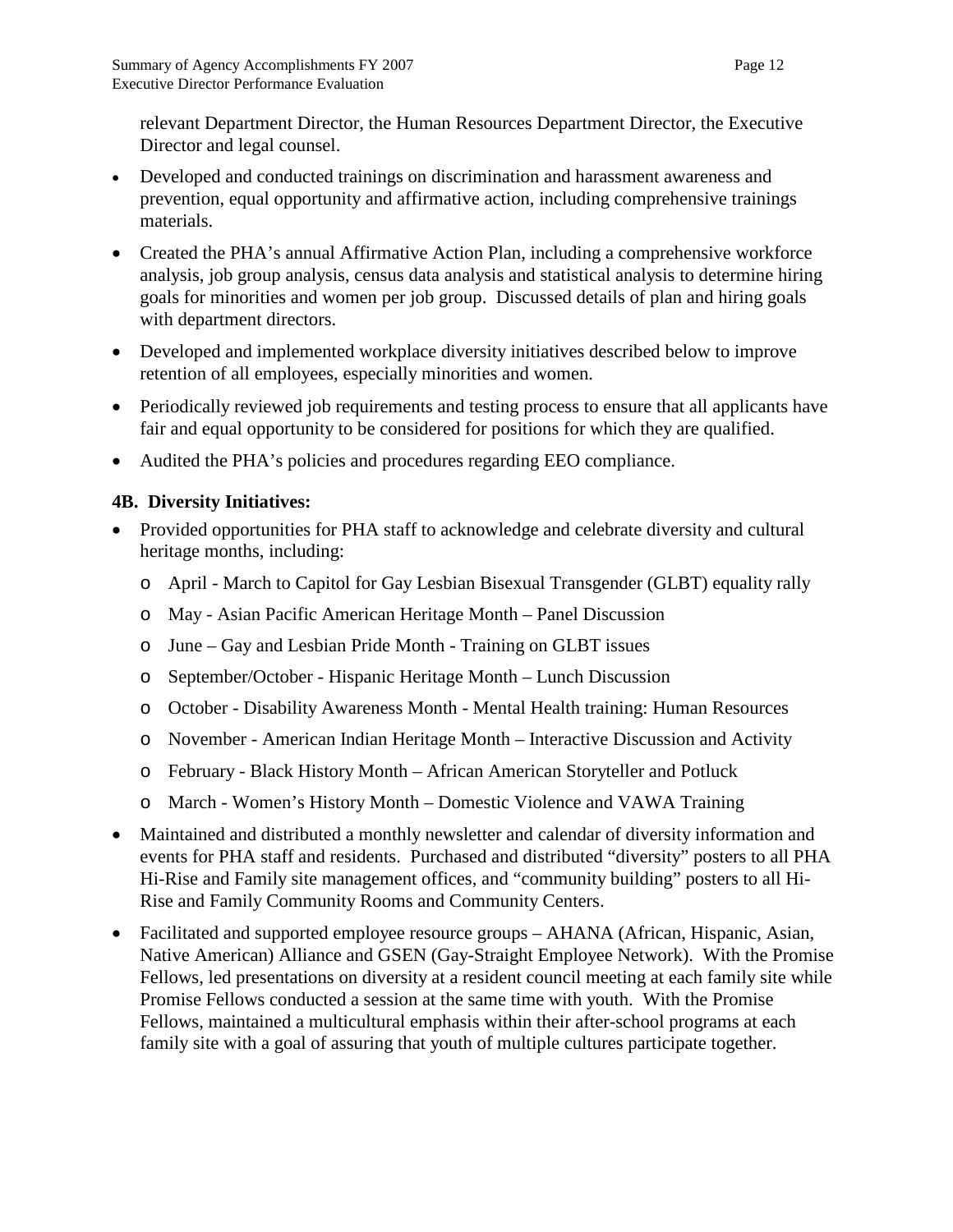relevant Department Director, the Human Resources Department Director, the Executive Director and legal counsel.

- Developed and conducted trainings on discrimination and harassment awareness and prevention, equal opportunity and affirmative action, including comprehensive trainings materials.
- Created the PHA's annual Affirmative Action Plan, including a comprehensive workforce analysis, job group analysis, census data analysis and statistical analysis to determine hiring goals for minorities and women per job group. Discussed details of plan and hiring goals with department directors.
- Developed and implemented workplace diversity initiatives described below to improve retention of all employees, especially minorities and women.
- Periodically reviewed job requirements and testing process to ensure that all applicants have fair and equal opportunity to be considered for positions for which they are qualified.
- Audited the PHA's policies and procedures regarding EEO compliance.

**4B. Diversity Initiatives:**

- Provided opportunities for PHA staff to acknowledge and celebrate diversity and cultural heritage months, including:
  - April - March to Capitol for Gay Lesbian Bisexual Transgender (GLBT) equality rally
  - May - Asian Pacific American Heritage Month – Panel Discussion
  - June – Gay and Lesbian Pride Month - Training on GLBT issues
  - September/October - Hispanic Heritage Month – Lunch Discussion
  - October - Disability Awareness Month - Mental Health training: Human Resources
  - November - American Indian Heritage Month – Interactive Discussion and Activity
  - February - Black History Month – African American Storyteller and Potluck
  - March - Women's History Month – Domestic Violence and VAWA Training
- Maintained and distributed a monthly newsletter and calendar of diversity information and events for PHA staff and residents. Purchased and distributed "diversity" posters to all PHA Hi-Rise and Family site management offices, and "community building" posters to all Hi-Rise and Family Community Rooms and Community Centers.
- Facilitated and supported employee resource groups – AHANA (African, Hispanic, Asian, Native American) Alliance and GSEN (Gay-Straight Employee Network). With the Promise Fellows, led presentations on diversity at a resident council meeting at each family site while Promise Fellows conducted a session at the same time with youth. With the Promise Fellows, maintained a multicultural emphasis within their after-school programs at each family site with a goal of assuring that youth of multiple cultures participate together.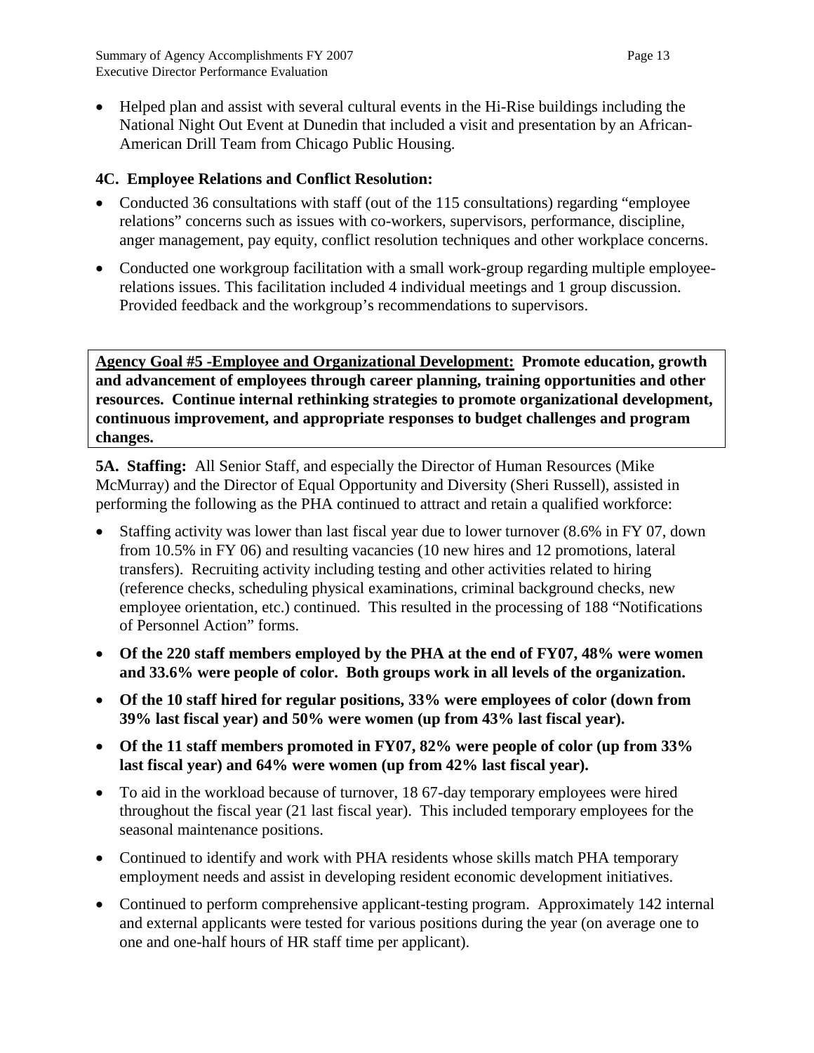- Helped plan and assist with several cultural events in the Hi-Rise buildings including the National Night Out Event at Dunedin that included a visit and presentation by an African-American Drill Team from Chicago Public Housing.

### 4C. Employee Relations and Conflict Resolution:

- Conducted 36 consultations with staff (out of the 115 consultations) regarding "employee relations" concerns such as issues with co-workers, supervisors, performance, discipline, anger management, pay equity, conflict resolution techniques and other workplace concerns.
- Conducted one workgroup facilitation with a small work-group regarding multiple employee-relations issues. This facilitation included 4 individual meetings and 1 group discussion. Provided feedback and the workgroup's recommendations to supervisors.

**Agency Goal #5 -Employee and Organizational Development: Promote education, growth and advancement of employees through career planning, training opportunities and other resources. Continue internal rethinking strategies to promote organizational development, continuous improvement, and appropriate responses to budget challenges and program changes.**

**5A. Staffing:** All Senior Staff, and especially the Director of Human Resources (Mike McMurray) and the Director of Equal Opportunity and Diversity (Sheri Russell), assisted in performing the following as the PHA continued to attract and retain a qualified workforce:

- Staffing activity was lower than last fiscal year due to lower turnover (8.6% in FY 07, down from 10.5% in FY 06) and resulting vacancies (10 new hires and 12 promotions, lateral transfers). Recruiting activity including testing and other activities related to hiring (reference checks, scheduling physical examinations, criminal background checks, new employee orientation, etc.) continued. This resulted in the processing of 188 "Notifications of Personnel Action" forms.
- **Of the 220 staff members employed by the PHA at the end of FY07, 48% were women and 33.6% were people of color. Both groups work in all levels of the organization.**
- **Of the 10 staff hired for regular positions, 33% were employees of color (down from 39% last fiscal year) and 50% were women (up from 43% last fiscal year).**
- **Of the 11 staff members promoted in FY07, 82% were people of color (up from 33% last fiscal year) and 64% were women (up from 42% last fiscal year).**
- To aid in the workload because of turnover, 18 67-day temporary employees were hired throughout the fiscal year (21 last fiscal year). This included temporary employees for the seasonal maintenance positions.
- Continued to identify and work with PHA residents whose skills match PHA temporary employment needs and assist in developing resident economic development initiatives.
- Continued to perform comprehensive applicant-testing program. Approximately 142 internal and external applicants were tested for various positions during the year (on average one to one and one-half hours of HR staff time per applicant).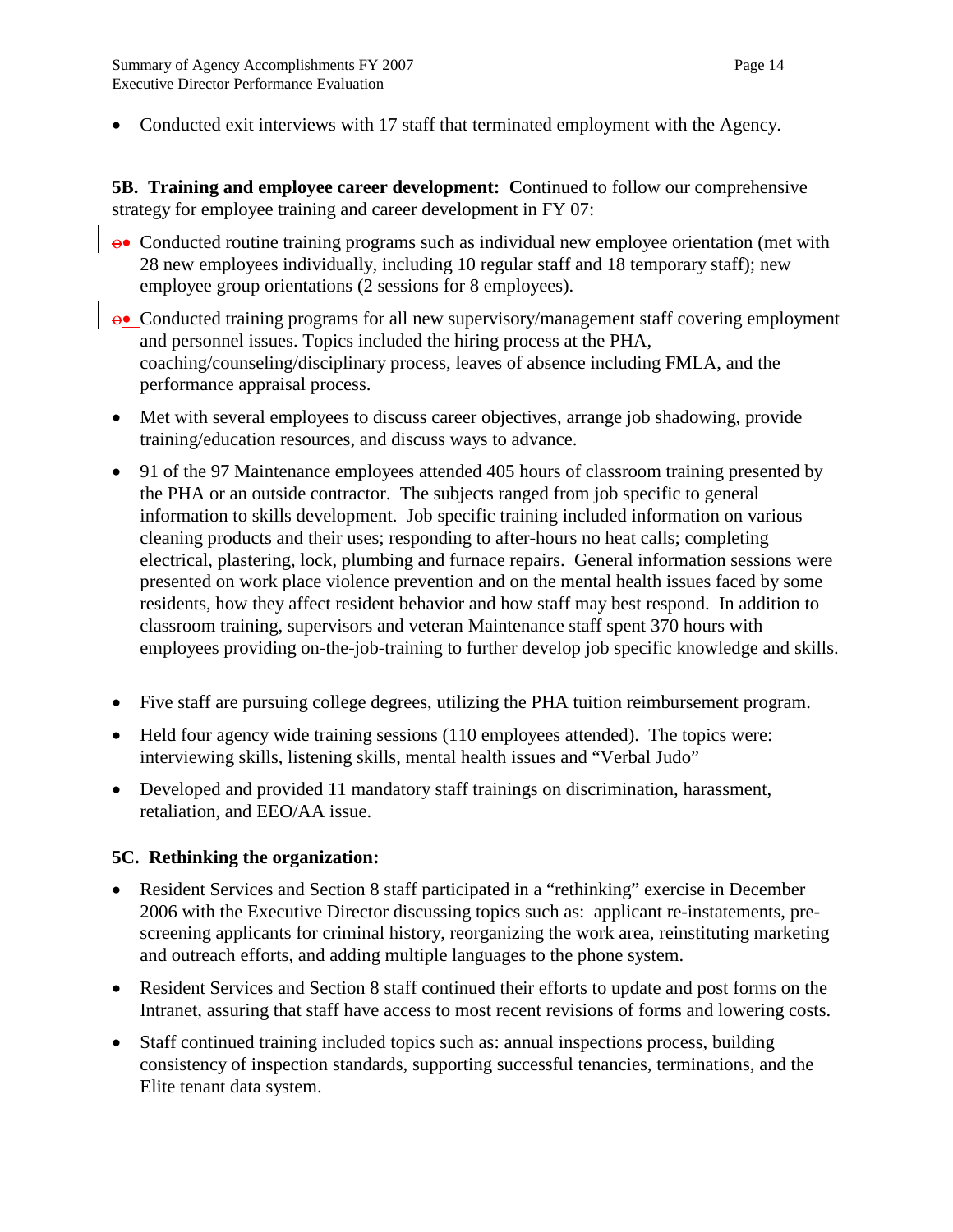- Conducted exit interviews with 17 staff that terminated employment with the Agency.

**5B. Training and employee career development: C**ontinued to follow our comprehensive strategy for employee training and career development in FY 07:

- Conducted routine training programs such as individual new employee orientation (met with 28 new employees individually, including 10 regular staff and 18 temporary staff); new employee group orientations (2 sessions for 8 employees).
- Conducted training programs for all new supervisory/management staff covering employment and personnel issues. Topics included the hiring process at the PHA, coaching/counseling/disciplinary process, leaves of absence including FMLA, and the performance appraisal process.
- Met with several employees to discuss career objectives, arrange job shadowing, provide training/education resources, and discuss ways to advance.
- 91 of the 97 Maintenance employees attended 405 hours of classroom training presented by the PHA or an outside contractor. The subjects ranged from job specific to general information to skills development. Job specific training included information on various cleaning products and their uses; responding to after-hours no heat calls; completing electrical, plastering, lock, plumbing and furnace repairs. General information sessions were presented on work place violence prevention and on the mental health issues faced by some residents, how they affect resident behavior and how staff may best respond. In addition to classroom training, supervisors and veteran Maintenance staff spent 370 hours with employees providing on-the-job-training to further develop job specific knowledge and skills.
- Five staff are pursuing college degrees, utilizing the PHA tuition reimbursement program.
- Held four agency wide training sessions (110 employees attended). The topics were: interviewing skills, listening skills, mental health issues and "Verbal Judo"
- Developed and provided 11 mandatory staff trainings on discrimination, harassment, retaliation, and EEO/AA issue.

**5C. Rethinking the organization:**

- Resident Services and Section 8 staff participated in a "rethinking" exercise in December 2006 with the Executive Director discussing topics such as: applicant re-instatements, pre-screening applicants for criminal history, reorganizing the work area, reinstituting marketing and outreach efforts, and adding multiple languages to the phone system.
- Resident Services and Section 8 staff continued their efforts to update and post forms on the Intranet, assuring that staff have access to most recent revisions of forms and lowering costs.
- Staff continued training included topics such as: annual inspections process, building consistency of inspection standards, supporting successful tenancies, terminations, and the Elite tenant data system.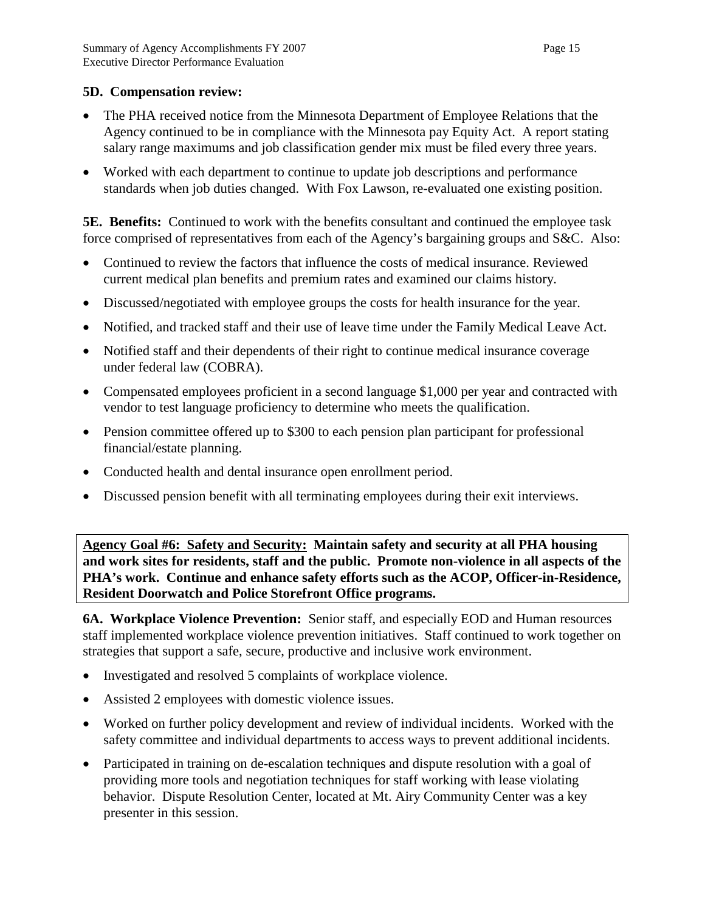**5D. Compensation review:**

- The PHA received notice from the Minnesota Department of Employee Relations that the Agency continued to be in compliance with the Minnesota pay Equity Act. A report stating salary range maximums and job classification gender mix must be filed every three years.
- Worked with each department to continue to update job descriptions and performance standards when job duties changed. With Fox Lawson, re-evaluated one existing position.

**5E. Benefits:** Continued to work with the benefits consultant and continued the employee task force comprised of representatives from each of the Agency's bargaining groups and S&C. Also:

- Continued to review the factors that influence the costs of medical insurance. Reviewed current medical plan benefits and premium rates and examined our claims history.
- Discussed/negotiated with employee groups the costs for health insurance for the year.
- Notified, and tracked staff and their use of leave time under the Family Medical Leave Act.
- Notified staff and their dependents of their right to continue medical insurance coverage under federal law (COBRA).
- Compensated employees proficient in a second language $1,000 per year and contracted with vendor to test language proficiency to determine who meets the qualification.
- Pension committee offered up to $300 to each pension plan participant for professional financial/estate planning.
- Conducted health and dental insurance open enrollment period.
- Discussed pension benefit with all terminating employees during their exit interviews.

**Agency Goal #6: Safety and Security: Maintain safety and security at all PHA housing and work sites for residents, staff and the public. Promote non-violence in all aspects of the PHA's work. Continue and enhance safety efforts such as the ACOP, Officer-in-Residence, Resident Doorwatch and Police Storefront Office programs.**

**6A. Workplace Violence Prevention:** Senior staff, and especially EOD and Human resources staff implemented workplace violence prevention initiatives. Staff continued to work together on strategies that support a safe, secure, productive and inclusive work environment.

- Investigated and resolved 5 complaints of workplace violence.
- Assisted 2 employees with domestic violence issues.
- Worked on further policy development and review of individual incidents. Worked with the safety committee and individual departments to access ways to prevent additional incidents.
- Participated in training on de-escalation techniques and dispute resolution with a goal of providing more tools and negotiation techniques for staff working with lease violating behavior. Dispute Resolution Center, located at Mt. Airy Community Center was a key presenter in this session.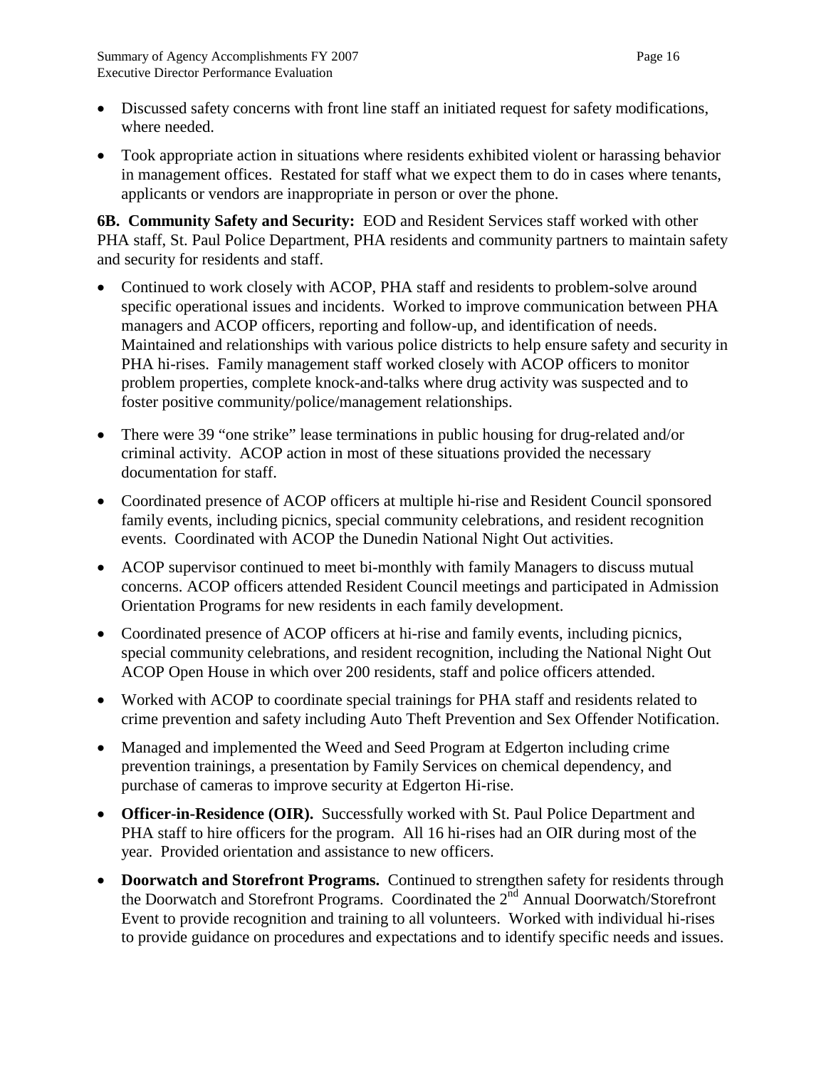- Discussed safety concerns with front line staff an initiated request for safety modifications, where needed.
- Took appropriate action in situations where residents exhibited violent or harassing behavior in management offices. Restated for staff what we expect them to do in cases where tenants, applicants or vendors are inappropriate in person or over the phone.

**6B. Community Safety and Security:** EOD and Resident Services staff worked with other PHA staff, St. Paul Police Department, PHA residents and community partners to maintain safety and security for residents and staff.

- Continued to work closely with ACOP, PHA staff and residents to problem-solve around specific operational issues and incidents. Worked to improve communication between PHA managers and ACOP officers, reporting and follow-up, and identification of needs. Maintained and relationships with various police districts to help ensure safety and security in PHA hi-rises. Family management staff worked closely with ACOP officers to monitor problem properties, complete knock-and-talks where drug activity was suspected and to foster positive community/police/management relationships.
- There were 39 "one strike" lease terminations in public housing for drug-related and/or criminal activity. ACOP action in most of these situations provided the necessary documentation for staff.
- Coordinated presence of ACOP officers at multiple hi-rise and Resident Council sponsored family events, including picnics, special community celebrations, and resident recognition events. Coordinated with ACOP the Dunedin National Night Out activities.
- ACOP supervisor continued to meet bi-monthly with family Managers to discuss mutual concerns. ACOP officers attended Resident Council meetings and participated in Admission Orientation Programs for new residents in each family development.
- Coordinated presence of ACOP officers at hi-rise and family events, including picnics, special community celebrations, and resident recognition, including the National Night Out ACOP Open House in which over 200 residents, staff and police officers attended.
- Worked with ACOP to coordinate special trainings for PHA staff and residents related to crime prevention and safety including Auto Theft Prevention and Sex Offender Notification.
- Managed and implemented the Weed and Seed Program at Edgerton including crime prevention trainings, a presentation by Family Services on chemical dependency, and purchase of cameras to improve security at Edgerton Hi-rise.
- **Officer-in-Residence (OIR).** Successfully worked with St. Paul Police Department and PHA staff to hire officers for the program. All 16 hi-rises had an OIR during most of the year. Provided orientation and assistance to new officers.
- **Doorwatch and Storefront Programs.** Continued to strengthen safety for residents through the Doorwatch and Storefront Programs. Coordinated the 2nd Annual Doorwatch/Storefront Event to provide recognition and training to all volunteers. Worked with individual hi-rises to provide guidance on procedures and expectations and to identify specific needs and issues.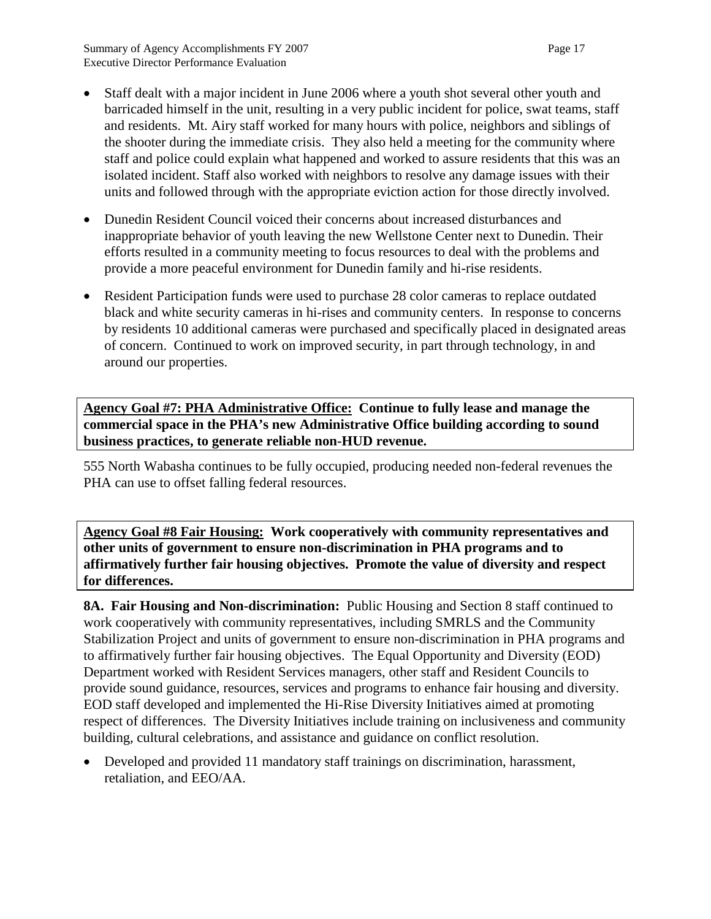- Staff dealt with a major incident in June 2006 where a youth shot several other youth and barricaded himself in the unit, resulting in a very public incident for police, swat teams, staff and residents. Mt. Airy staff worked for many hours with police, neighbors and siblings of the shooter during the immediate crisis. They also held a meeting for the community where staff and police could explain what happened and worked to assure residents that this was an isolated incident. Staff also worked with neighbors to resolve any damage issues with their units and followed through with the appropriate eviction action for those directly involved.

- Dunedin Resident Council voiced their concerns about increased disturbances and inappropriate behavior of youth leaving the new Wellstone Center next to Dunedin. Their efforts resulted in a community meeting to focus resources to deal with the problems and provide a more peaceful environment for Dunedin family and hi-rise residents.

- Resident Participation funds were used to purchase 28 color cameras to replace outdated black and white security cameras in hi-rises and community centers. In response to concerns by residents 10 additional cameras were purchased and specifically placed in designated areas of concern. Continued to work on improved security, in part through technology, in and around our properties.

**Agency Goal #7: PHA Administrative Office: Continue to fully lease and manage the commercial space in the PHA's new Administrative Office building according to sound business practices, to generate reliable non-HUD revenue.**

555 North Wabasha continues to be fully occupied, producing needed non-federal revenues the PHA can use to offset falling federal resources.

**Agency Goal #8 Fair Housing: Work cooperatively with community representatives and other units of government to ensure non-discrimination in PHA programs and to affirmatively further fair housing objectives. Promote the value of diversity and respect for differences.**

**8A. Fair Housing and Non-discrimination:** Public Housing and Section 8 staff continued to work cooperatively with community representatives, including SMRLS and the Community Stabilization Project and units of government to ensure non-discrimination in PHA programs and to affirmatively further fair housing objectives. The Equal Opportunity and Diversity (EOD) Department worked with Resident Services managers, other staff and Resident Councils to provide sound guidance, resources, services and programs to enhance fair housing and diversity. EOD staff developed and implemented the Hi-Rise Diversity Initiatives aimed at promoting respect of differences. The Diversity Initiatives include training on inclusiveness and community building, cultural celebrations, and assistance and guidance on conflict resolution.

- Developed and provided 11 mandatory staff trainings on discrimination, harassment, retaliation, and EEO/AA.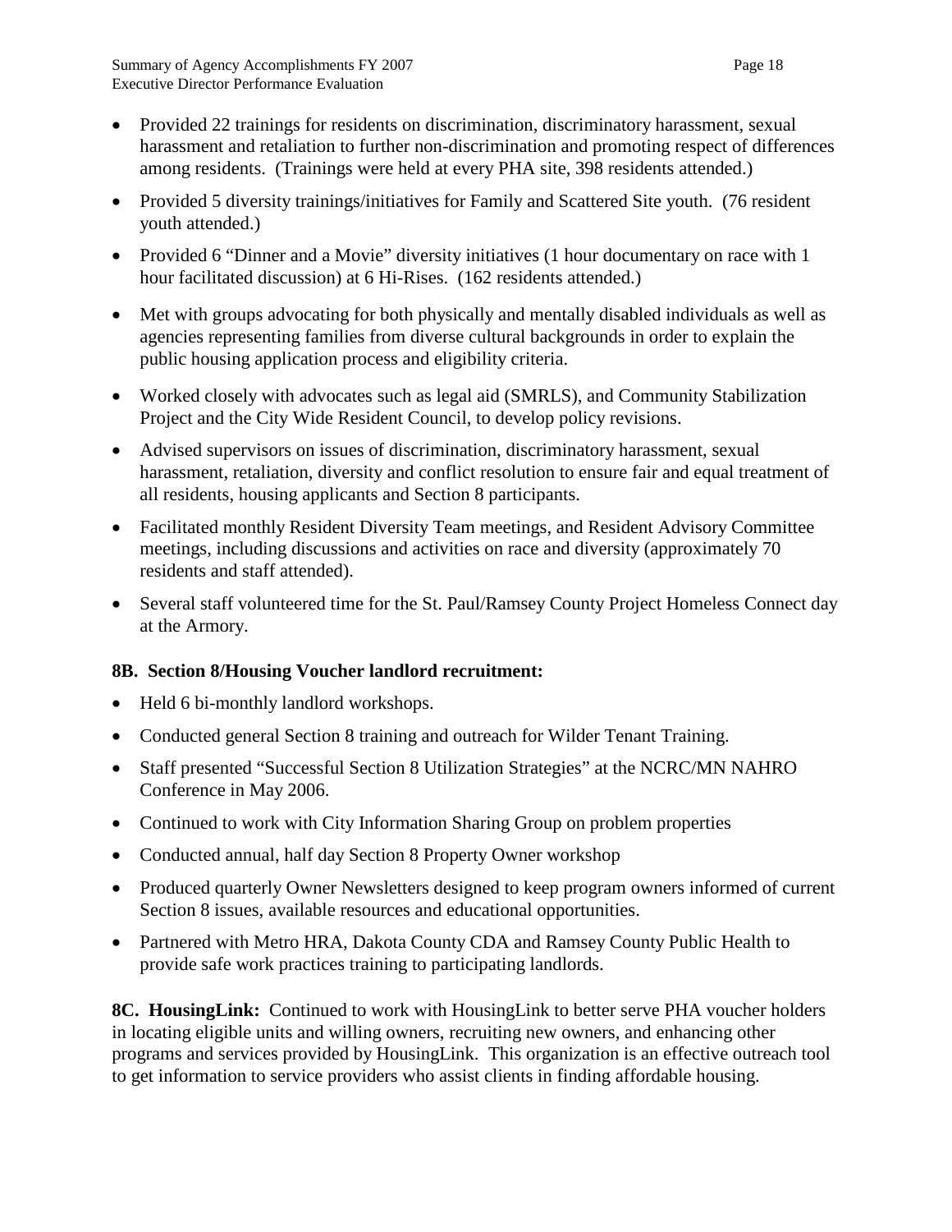- Provided 22 trainings for residents on discrimination, discriminatory harassment, sexual harassment and retaliation to further non-discrimination and promoting respect of differences among residents. (Trainings were held at every PHA site, 398 residents attended.)
- Provided 5 diversity trainings/initiatives for Family and Scattered Site youth. (76 resident youth attended.)
- Provided 6 "Dinner and a Movie" diversity initiatives (1 hour documentary on race with 1 hour facilitated discussion) at 6 Hi-Rises. (162 residents attended.)
- Met with groups advocating for both physically and mentally disabled individuals as well as agencies representing families from diverse cultural backgrounds in order to explain the public housing application process and eligibility criteria.
- Worked closely with advocates such as legal aid (SMRLS), and Community Stabilization Project and the City Wide Resident Council, to develop policy revisions.
- Advised supervisors on issues of discrimination, discriminatory harassment, sexual harassment, retaliation, diversity and conflict resolution to ensure fair and equal treatment of all residents, housing applicants and Section 8 participants.
- Facilitated monthly Resident Diversity Team meetings, and Resident Advisory Committee meetings, including discussions and activities on race and diversity (approximately 70 residents and staff attended).
- Several staff volunteered time for the St. Paul/Ramsey County Project Homeless Connect day at the Armory.

**8B. Section 8/Housing Voucher landlord recruitment:**

- Held 6 bi-monthly landlord workshops.
- Conducted general Section 8 training and outreach for Wilder Tenant Training.
- Staff presented "Successful Section 8 Utilization Strategies" at the NCRC/MN NAHRO Conference in May 2006.
- Continued to work with City Information Sharing Group on problem properties
- Conducted annual, half day Section 8 Property Owner workshop
- Produced quarterly Owner Newsletters designed to keep program owners informed of current Section 8 issues, available resources and educational opportunities.
- Partnered with Metro HRA, Dakota County CDA and Ramsey County Public Health to provide safe work practices training to participating landlords.

**8C. HousingLink:** Continued to work with HousingLink to better serve PHA voucher holders in locating eligible units and willing owners, recruiting new owners, and enhancing other programs and services provided by HousingLink. This organization is an effective outreach tool to get information to service providers who assist clients in finding affordable housing.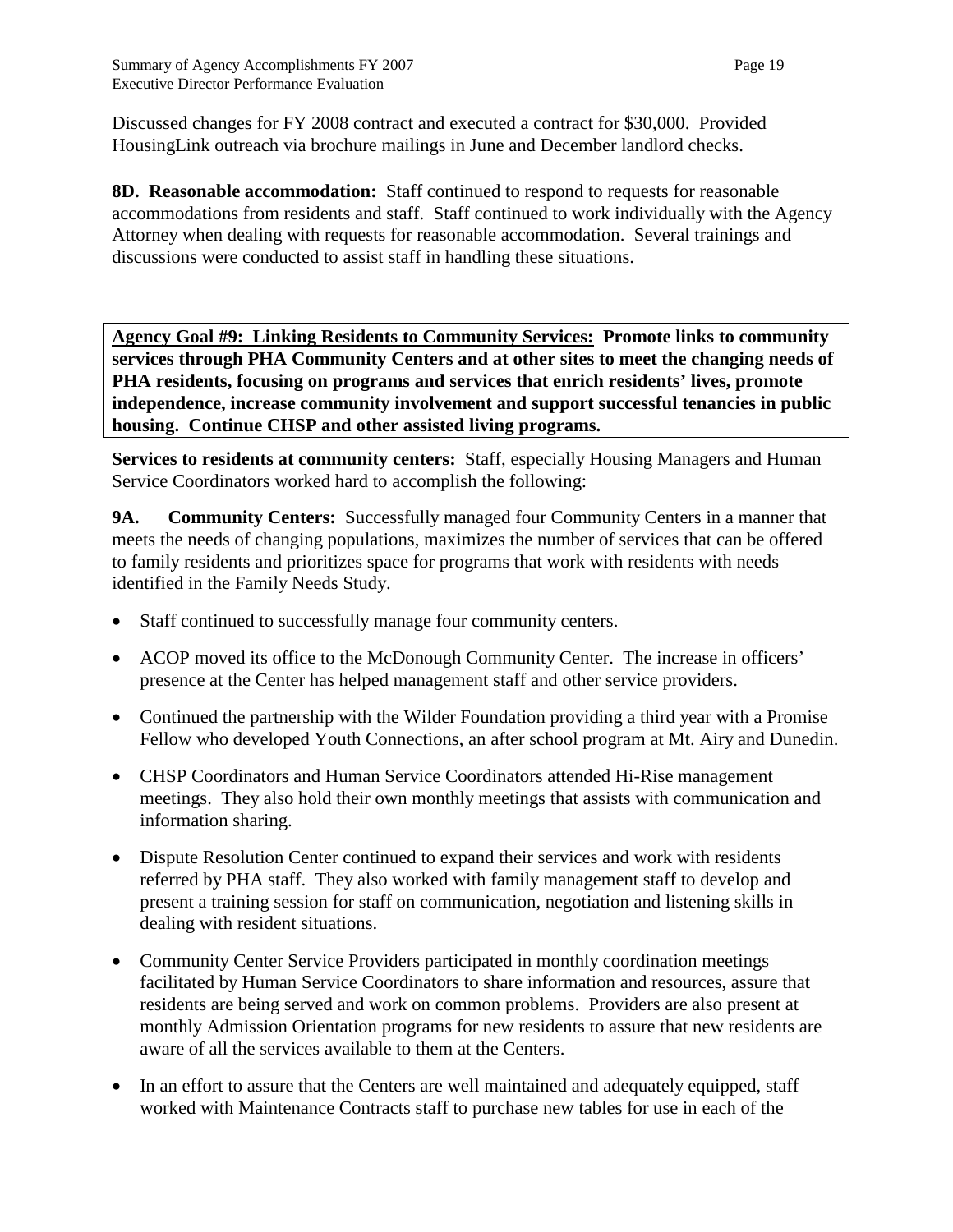Discussed changes for FY 2008 contract and executed a contract for $30,000. Provided HousingLink outreach via brochure mailings in June and December landlord checks.

**8D. Reasonable accommodation:** Staff continued to respond to requests for reasonable accommodations from residents and staff. Staff continued to work individually with the Agency Attorney when dealing with requests for reasonable accommodation. Several trainings and discussions were conducted to assist staff in handling these situations.

**<u>Agency Goal #9: Linking Residents to Community Services:</u> Promote links to community services through PHA Community Centers and at other sites to meet the changing needs of PHA residents, focusing on programs and services that enrich residents' lives, promote independence, increase community involvement and support successful tenancies in public housing. Continue CHSP and other assisted living programs.**

**Services to residents at community centers:** Staff, especially Housing Managers and Human Service Coordinators worked hard to accomplish the following:

**9A. Community Centers:** Successfully managed four Community Centers in a manner that meets the needs of changing populations, maximizes the number of services that can be offered to family residents and prioritizes space for programs that work with residents with needs identified in the Family Needs Study.

- Staff continued to successfully manage four community centers.
- ACOP moved its office to the McDonough Community Center. The increase in officers' presence at the Center has helped management staff and other service providers.
- Continued the partnership with the Wilder Foundation providing a third year with a Promise Fellow who developed Youth Connections, an after school program at Mt. Airy and Dunedin.
- CHSP Coordinators and Human Service Coordinators attended Hi-Rise management meetings. They also hold their own monthly meetings that assists with communication and information sharing.
- Dispute Resolution Center continued to expand their services and work with residents referred by PHA staff. They also worked with family management staff to develop and present a training session for staff on communication, negotiation and listening skills in dealing with resident situations.
- Community Center Service Providers participated in monthly coordination meetings facilitated by Human Service Coordinators to share information and resources, assure that residents are being served and work on common problems. Providers are also present at monthly Admission Orientation programs for new residents to assure that new residents are aware of all the services available to them at the Centers.
- In an effort to assure that the Centers are well maintained and adequately equipped, staff worked with Maintenance Contracts staff to purchase new tables for use in each of the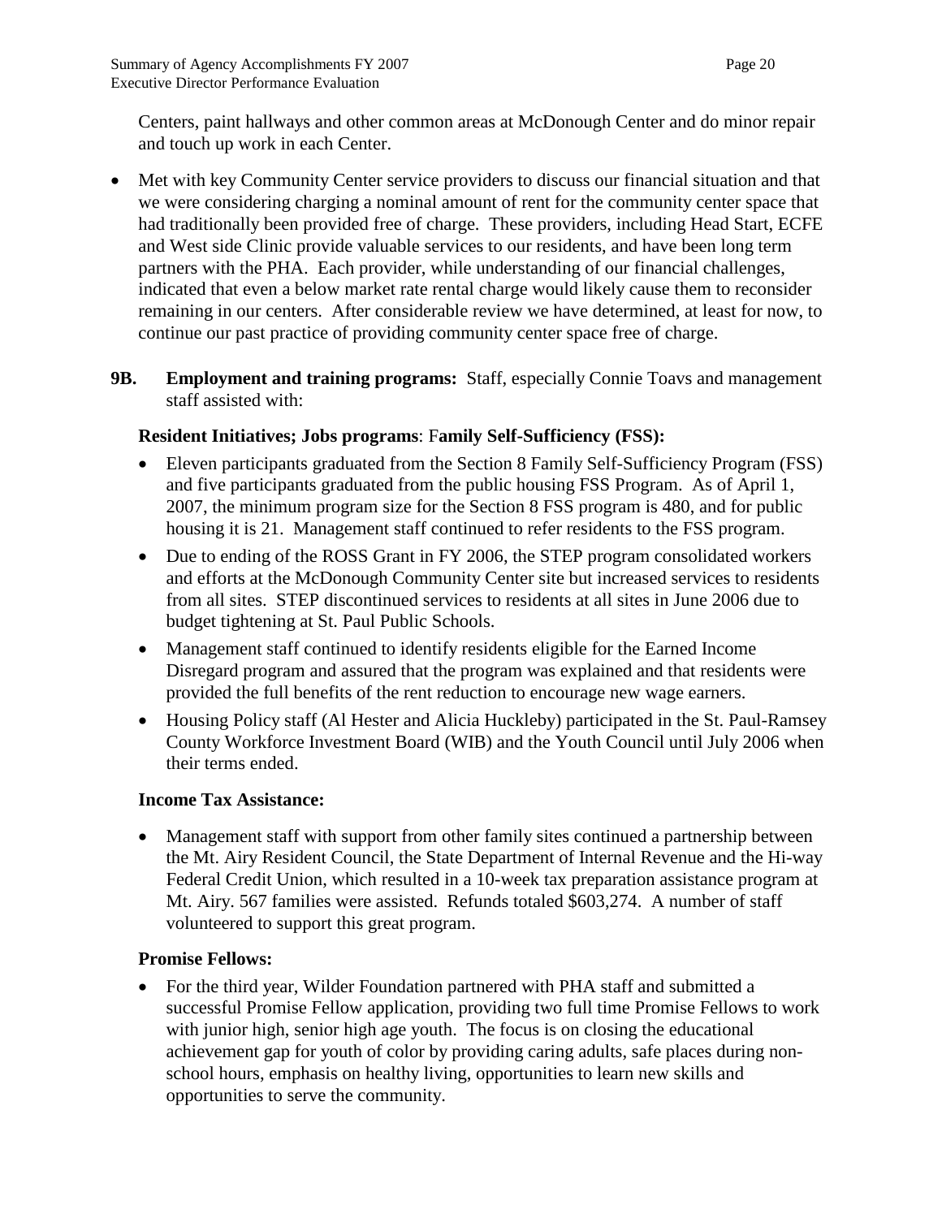Centers, paint hallways and other common areas at McDonough Center and do minor repair and touch up work in each Center.

- Met with key Community Center service providers to discuss our financial situation and that we were considering charging a nominal amount of rent for the community center space that had traditionally been provided free of charge. These providers, including Head Start, ECFE and West side Clinic provide valuable services to our residents, and have been long term partners with the PHA. Each provider, while understanding of our financial challenges, indicated that even a below market rate rental charge would likely cause them to reconsider remaining in our centers. After considerable review we have determined, at least for now, to continue our past practice of providing community center space free of charge.

**9B. Employment and training programs:** Staff, especially Connie Toavs and management staff assisted with:

**Resident Initiatives; Jobs programs**: F**amily Self-Sufficiency (FSS):**

- Eleven participants graduated from the Section 8 Family Self-Sufficiency Program (FSS) and five participants graduated from the public housing FSS Program. As of April 1, 2007, the minimum program size for the Section 8 FSS program is 480, and for public housing it is 21. Management staff continued to refer residents to the FSS program.
- Due to ending of the ROSS Grant in FY 2006, the STEP program consolidated workers and efforts at the McDonough Community Center site but increased services to residents from all sites. STEP discontinued services to residents at all sites in June 2006 due to budget tightening at St. Paul Public Schools.
- Management staff continued to identify residents eligible for the Earned Income Disregard program and assured that the program was explained and that residents were provided the full benefits of the rent reduction to encourage new wage earners.
- Housing Policy staff (Al Hester and Alicia Huckleby) participated in the St. Paul-Ramsey County Workforce Investment Board (WIB) and the Youth Council until July 2006 when their terms ended.

**Income Tax Assistance:**

- Management staff with support from other family sites continued a partnership between the Mt. Airy Resident Council, the State Department of Internal Revenue and the Hi-way Federal Credit Union, which resulted in a 10-week tax preparation assistance program at Mt. Airy. 567 families were assisted. Refunds totaled $603,274. A number of staff volunteered to support this great program.

**Promise Fellows:**

- For the third year, Wilder Foundation partnered with PHA staff and submitted a successful Promise Fellow application, providing two full time Promise Fellows to work with junior high, senior high age youth. The focus is on closing the educational achievement gap for youth of color by providing caring adults, safe places during non-school hours, emphasis on healthy living, opportunities to learn new skills and opportunities to serve the community.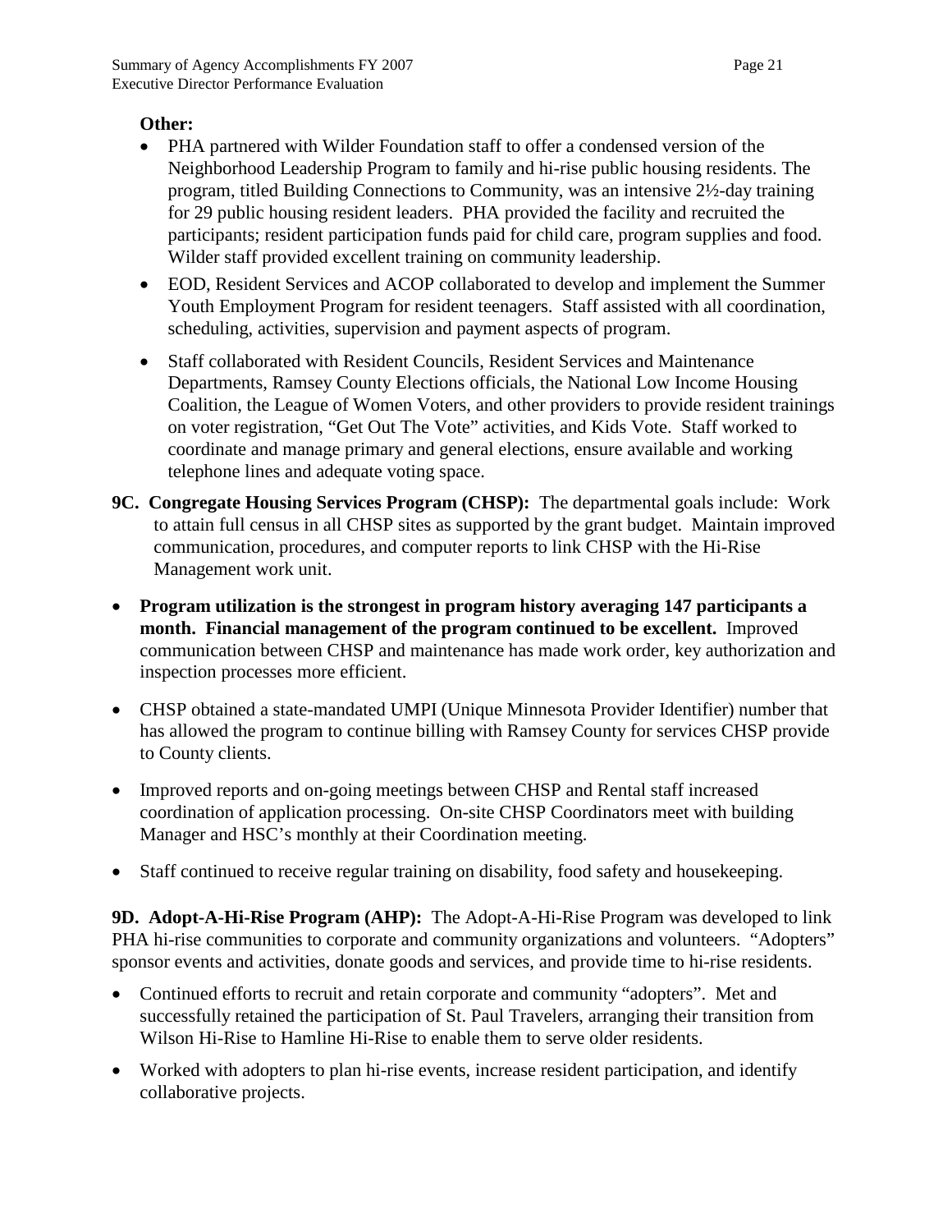**Other:**

- PHA partnered with Wilder Foundation staff to offer a condensed version of the Neighborhood Leadership Program to family and hi-rise public housing residents. The program, titled Building Connections to Community, was an intensive 2½-day training for 29 public housing resident leaders. PHA provided the facility and recruited the participants; resident participation funds paid for child care, program supplies and food. Wilder staff provided excellent training on community leadership.
- EOD, Resident Services and ACOP collaborated to develop and implement the Summer Youth Employment Program for resident teenagers. Staff assisted with all coordination, scheduling, activities, supervision and payment aspects of program.
- Staff collaborated with Resident Councils, Resident Services and Maintenance Departments, Ramsey County Elections officials, the National Low Income Housing Coalition, the League of Women Voters, and other providers to provide resident trainings on voter registration, "Get Out The Vote" activities, and Kids Vote. Staff worked to coordinate and manage primary and general elections, ensure available and working telephone lines and adequate voting space.

**9C. Congregate Housing Services Program (CHSP):** The departmental goals include: Work to attain full census in all CHSP sites as supported by the grant budget. Maintain improved communication, procedures, and computer reports to link CHSP with the Hi-Rise Management work unit.

- **Program utilization is the strongest in program history averaging 147 participants a month. Financial management of the program continued to be excellent.** Improved communication between CHSP and maintenance has made work order, key authorization and inspection processes more efficient.
- CHSP obtained a state-mandated UMPI (Unique Minnesota Provider Identifier) number that has allowed the program to continue billing with Ramsey County for services CHSP provide to County clients.
- Improved reports and on-going meetings between CHSP and Rental staff increased coordination of application processing. On-site CHSP Coordinators meet with building Manager and HSC's monthly at their Coordination meeting.
- Staff continued to receive regular training on disability, food safety and housekeeping.

**9D. Adopt-A-Hi-Rise Program (AHP):** The Adopt-A-Hi-Rise Program was developed to link PHA hi-rise communities to corporate and community organizations and volunteers. "Adopters" sponsor events and activities, donate goods and services, and provide time to hi-rise residents.

- Continued efforts to recruit and retain corporate and community "adopters". Met and successfully retained the participation of St. Paul Travelers, arranging their transition from Wilson Hi-Rise to Hamline Hi-Rise to enable them to serve older residents.
- Worked with adopters to plan hi-rise events, increase resident participation, and identify collaborative projects.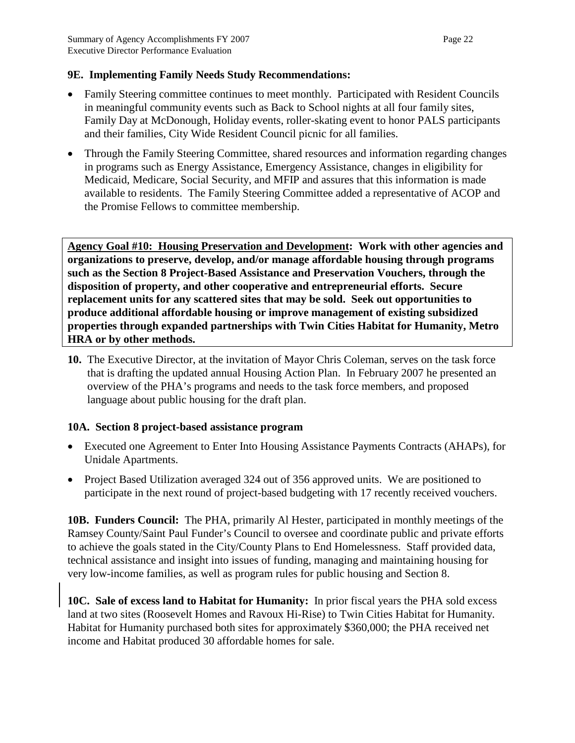**9E. Implementing Family Needs Study Recommendations:**

- Family Steering committee continues to meet monthly. Participated with Resident Councils in meaningful community events such as Back to School nights at all four family sites, Family Day at McDonough, Holiday events, roller-skating event to honor PALS participants and their families, City Wide Resident Council picnic for all families.
- Through the Family Steering Committee, shared resources and information regarding changes in programs such as Energy Assistance, Emergency Assistance, changes in eligibility for Medicaid, Medicare, Social Security, and MFIP and assures that this information is made available to residents. The Family Steering Committee added a representative of ACOP and the Promise Fellows to committee membership.

**Agency Goal #10: Housing Preservation and Development: Work with other agencies and organizations to preserve, develop, and/or manage affordable housing through programs such as the Section 8 Project-Based Assistance and Preservation Vouchers, through the disposition of property, and other cooperative and entrepreneurial efforts. Secure replacement units for any scattered sites that may be sold. Seek out opportunities to produce additional affordable housing or improve management of existing subsidized properties through expanded partnerships with Twin Cities Habitat for Humanity, Metro HRA or by other methods.**

**10.** The Executive Director, at the invitation of Mayor Chris Coleman, serves on the task force that is drafting the updated annual Housing Action Plan. In February 2007 he presented an overview of the PHA's programs and needs to the task force members, and proposed language about public housing for the draft plan.

**10A. Section 8 project-based assistance program**

- Executed one Agreement to Enter Into Housing Assistance Payments Contracts (AHAPs), for Unidale Apartments.
- Project Based Utilization averaged 324 out of 356 approved units. We are positioned to participate in the next round of project-based budgeting with 17 recently received vouchers.

**10B. Funders Council:** The PHA, primarily Al Hester, participated in monthly meetings of the Ramsey County/Saint Paul Funder's Council to oversee and coordinate public and private efforts to achieve the goals stated in the City/County Plans to End Homelessness. Staff provided data, technical assistance and insight into issues of funding, managing and maintaining housing for very low-income families, as well as program rules for public housing and Section 8.

**10C. Sale of excess land to Habitat for Humanity:** In prior fiscal years the PHA sold excess land at two sites (Roosevelt Homes and Ravoux Hi-Rise) to Twin Cities Habitat for Humanity. Habitat for Humanity purchased both sites for approximately $360,000; the PHA received net income and Habitat produced 30 affordable homes for sale.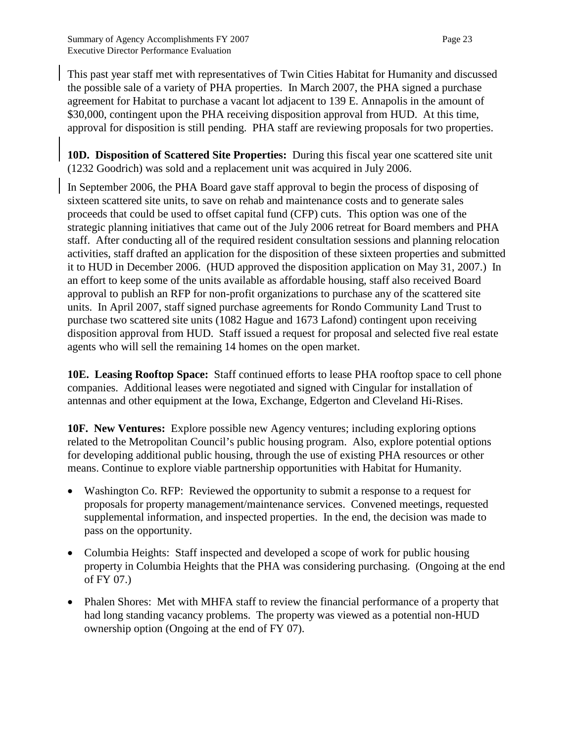This past year staff met with representatives of Twin Cities Habitat for Humanity and discussed the possible sale of a variety of PHA properties. In March 2007, the PHA signed a purchase agreement for Habitat to purchase a vacant lot adjacent to 139 E. Annapolis in the amount of $30,000, contingent upon the PHA receiving disposition approval from HUD. At this time, approval for disposition is still pending. PHA staff are reviewing proposals for two properties.

**10D. Disposition of Scattered Site Properties:** During this fiscal year one scattered site unit (1232 Goodrich) was sold and a replacement unit was acquired in July 2006.

In September 2006, the PHA Board gave staff approval to begin the process of disposing of sixteen scattered site units, to save on rehab and maintenance costs and to generate sales proceeds that could be used to offset capital fund (CFP) cuts. This option was one of the strategic planning initiatives that came out of the July 2006 retreat for Board members and PHA staff. After conducting all of the required resident consultation sessions and planning relocation activities, staff drafted an application for the disposition of these sixteen properties and submitted it to HUD in December 2006. (HUD approved the disposition application on May 31, 2007.) In an effort to keep some of the units available as affordable housing, staff also received Board approval to publish an RFP for non-profit organizations to purchase any of the scattered site units. In April 2007, staff signed purchase agreements for Rondo Community Land Trust to purchase two scattered site units (1082 Hague and 1673 Lafond) contingent upon receiving disposition approval from HUD. Staff issued a request for proposal and selected five real estate agents who will sell the remaining 14 homes on the open market.

**10E. Leasing Rooftop Space:** Staff continued efforts to lease PHA rooftop space to cell phone companies. Additional leases were negotiated and signed with Cingular for installation of antennas and other equipment at the Iowa, Exchange, Edgerton and Cleveland Hi-Rises.

**10F. New Ventures:** Explore possible new Agency ventures; including exploring options related to the Metropolitan Council's public housing program. Also, explore potential options for developing additional public housing, through the use of existing PHA resources or other means. Continue to explore viable partnership opportunities with Habitat for Humanity.

- Washington Co. RFP: Reviewed the opportunity to submit a response to a request for proposals for property management/maintenance services. Convened meetings, requested supplemental information, and inspected properties. In the end, the decision was made to pass on the opportunity.
- Columbia Heights: Staff inspected and developed a scope of work for public housing property in Columbia Heights that the PHA was considering purchasing. (Ongoing at the end of FY 07.)
- Phalen Shores: Met with MHFA staff to review the financial performance of a property that had long standing vacancy problems. The property was viewed as a potential non-HUD ownership option (Ongoing at the end of FY 07).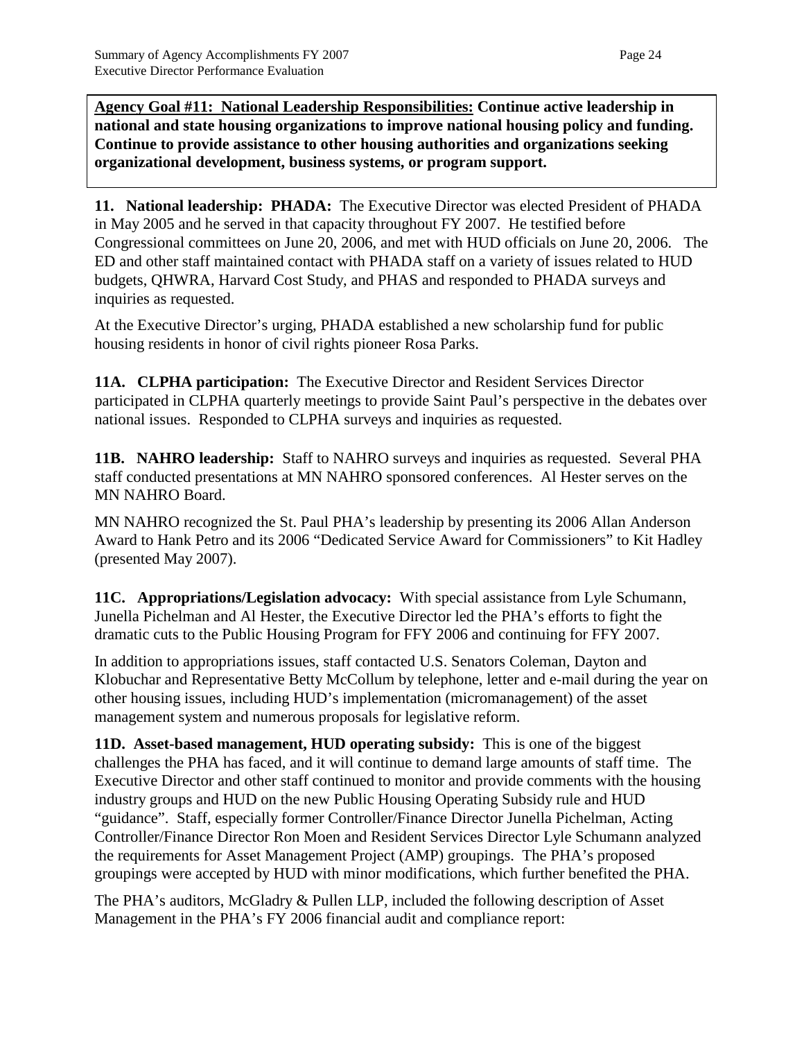**<u>Agency Goal #11: National Leadership Responsibilities:</u> Continue active leadership in national and state housing organizations to improve national housing policy and funding. Continue to provide assistance to other housing authorities and organizations seeking organizational development, business systems, or program support.**

**11. National leadership: PHADA:** The Executive Director was elected President of PHADA in May 2005 and he served in that capacity throughout FY 2007. He testified before Congressional committees on June 20, 2006, and met with HUD officials on June 20, 2006. The ED and other staff maintained contact with PHADA staff on a variety of issues related to HUD budgets, QHWRA, Harvard Cost Study, and PHAS and responded to PHADA surveys and inquiries as requested.

At the Executive Director's urging, PHADA established a new scholarship fund for public housing residents in honor of civil rights pioneer Rosa Parks.

**11A. CLPHA participation:** The Executive Director and Resident Services Director participated in CLPHA quarterly meetings to provide Saint Paul's perspective in the debates over national issues. Responded to CLPHA surveys and inquiries as requested.

**11B. NAHRO leadership:** Staff to NAHRO surveys and inquiries as requested. Several PHA staff conducted presentations at MN NAHRO sponsored conferences. Al Hester serves on the MN NAHRO Board.

MN NAHRO recognized the St. Paul PHA's leadership by presenting its 2006 Allan Anderson Award to Hank Petro and its 2006 "Dedicated Service Award for Commissioners" to Kit Hadley (presented May 2007).

**11C. Appropriations/Legislation advocacy:** With special assistance from Lyle Schumann, Junella Pichelman and Al Hester, the Executive Director led the PHA's efforts to fight the dramatic cuts to the Public Housing Program for FFY 2006 and continuing for FFY 2007.

In addition to appropriations issues, staff contacted U.S. Senators Coleman, Dayton and Klobuchar and Representative Betty McCollum by telephone, letter and e-mail during the year on other housing issues, including HUD's implementation (micromanagement) of the asset management system and numerous proposals for legislative reform.

**11D. Asset-based management, HUD operating subsidy:** This is one of the biggest challenges the PHA has faced, and it will continue to demand large amounts of staff time. The Executive Director and other staff continued to monitor and provide comments with the housing industry groups and HUD on the new Public Housing Operating Subsidy rule and HUD "guidance". Staff, especially former Controller/Finance Director Junella Pichelman, Acting Controller/Finance Director Ron Moen and Resident Services Director Lyle Schumann analyzed the requirements for Asset Management Project (AMP) groupings. The PHA's proposed groupings were accepted by HUD with minor modifications, which further benefited the PHA.

The PHA's auditors, McGladry & Pullen LLP, included the following description of Asset Management in the PHA's FY 2006 financial audit and compliance report: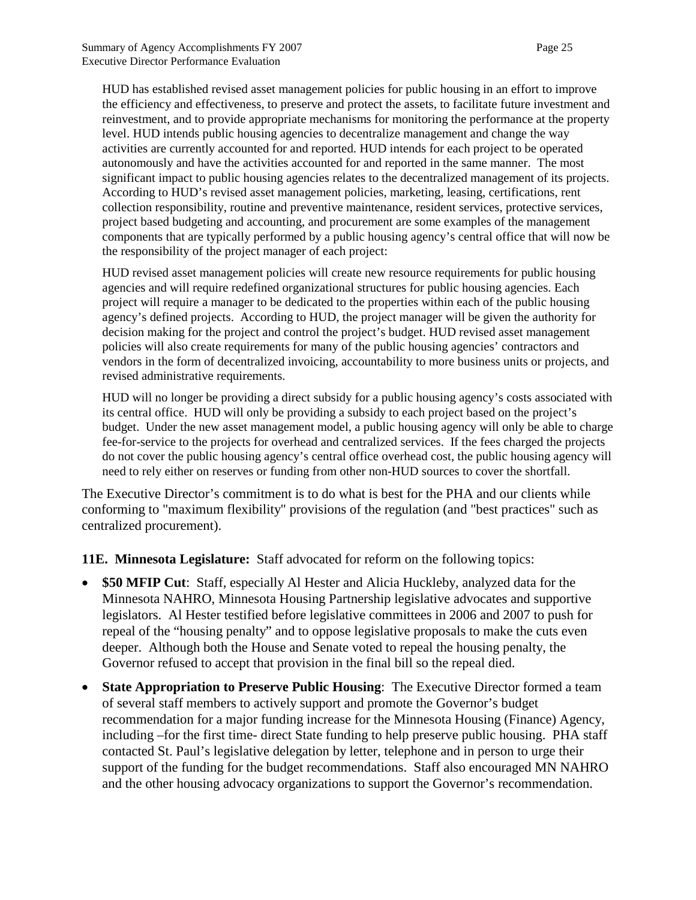HUD has established revised asset management policies for public housing in an effort to improve the efficiency and effectiveness, to preserve and protect the assets, to facilitate future investment and reinvestment, and to provide appropriate mechanisms for monitoring the performance at the property level. HUD intends public housing agencies to decentralize management and change the way activities are currently accounted for and reported. HUD intends for each project to be operated autonomously and have the activities accounted for and reported in the same manner. The most significant impact to public housing agencies relates to the decentralized management of its projects. According to HUD's revised asset management policies, marketing, leasing, certifications, rent collection responsibility, routine and preventive maintenance, resident services, protective services, project based budgeting and accounting, and procurement are some examples of the management components that are typically performed by a public housing agency's central office that will now be the responsibility of the project manager of each project:

HUD revised asset management policies will create new resource requirements for public housing agencies and will require redefined organizational structures for public housing agencies. Each project will require a manager to be dedicated to the properties within each of the public housing agency's defined projects. According to HUD, the project manager will be given the authority for decision making for the project and control the project's budget. HUD revised asset management policies will also create requirements for many of the public housing agencies' contractors and vendors in the form of decentralized invoicing, accountability to more business units or projects, and revised administrative requirements.

HUD will no longer be providing a direct subsidy for a public housing agency's costs associated with its central office. HUD will only be providing a subsidy to each project based on the project's budget. Under the new asset management model, a public housing agency will only be able to charge fee-for-service to the projects for overhead and centralized services. If the fees charged the projects do not cover the public housing agency's central office overhead cost, the public housing agency will need to rely either on reserves or funding from other non-HUD sources to cover the shortfall.

The Executive Director's commitment is to do what is best for the PHA and our clients while conforming to "maximum flexibility" provisions of the regulation (and "best practices" such as centralized procurement).

**11E. Minnesota Legislature:** Staff advocated for reform on the following topics:

- **$50 MFIP Cut**: Staff, especially Al Hester and Alicia Huckleby, analyzed data for the Minnesota NAHRO, Minnesota Housing Partnership legislative advocates and supportive legislators. Al Hester testified before legislative committees in 2006 and 2007 to push for repeal of the "housing penalty" and to oppose legislative proposals to make the cuts even deeper. Although both the House and Senate voted to repeal the housing penalty, the Governor refused to accept that provision in the final bill so the repeal died.
- **State Appropriation to Preserve Public Housing**: The Executive Director formed a team of several staff members to actively support and promote the Governor's budget recommendation for a major funding increase for the Minnesota Housing (Finance) Agency, including –for the first time- direct State funding to help preserve public housing. PHA staff contacted St. Paul's legislative delegation by letter, telephone and in person to urge their support of the funding for the budget recommendations. Staff also encouraged MN NAHRO and the other housing advocacy organizations to support the Governor's recommendation.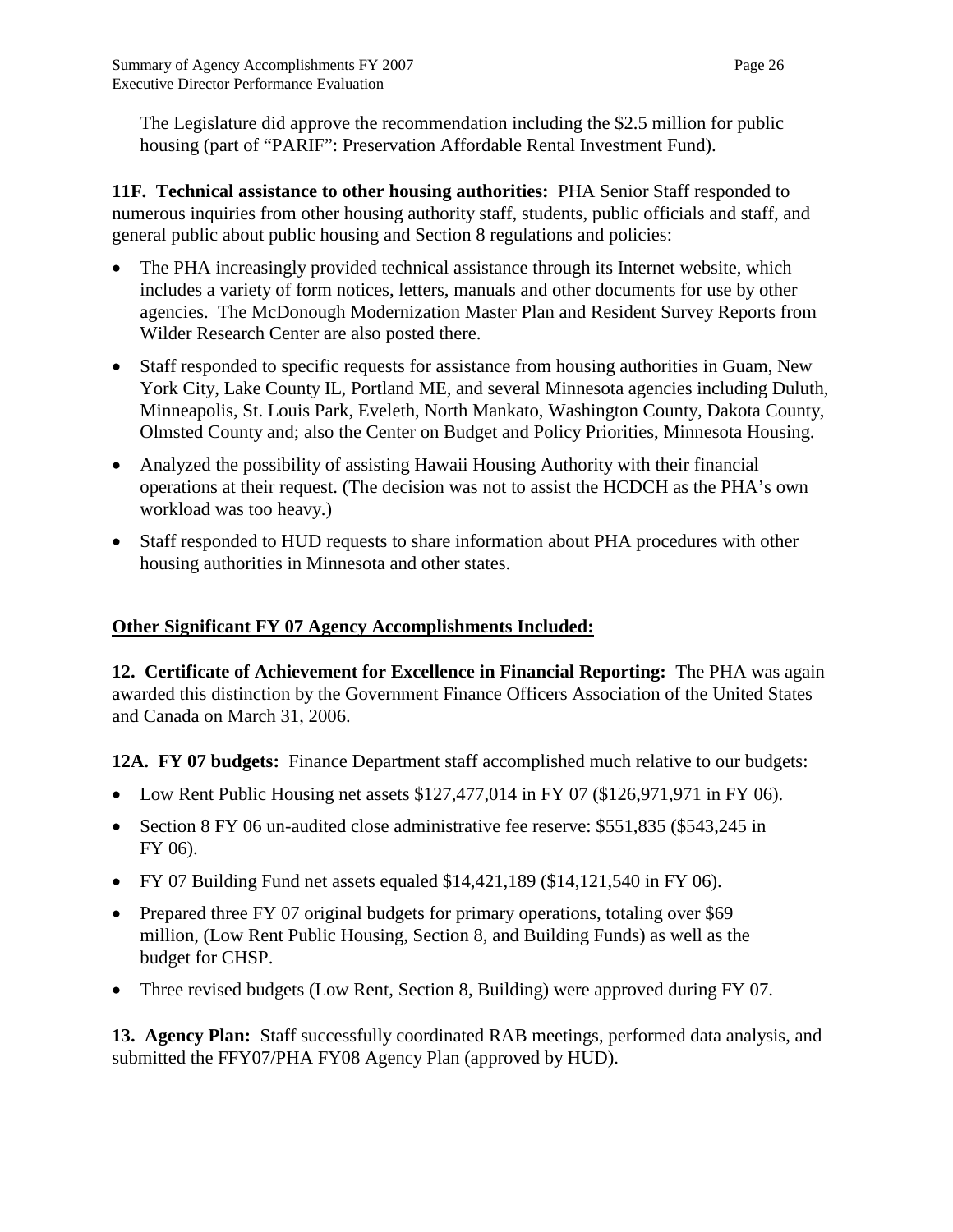The Legislature did approve the recommendation including the $2.5 million for public housing (part of "PARIF": Preservation Affordable Rental Investment Fund).

**11F. Technical assistance to other housing authorities:** PHA Senior Staff responded to numerous inquiries from other housing authority staff, students, public officials and staff, and general public about public housing and Section 8 regulations and policies:

- The PHA increasingly provided technical assistance through its Internet website, which includes a variety of form notices, letters, manuals and other documents for use by other agencies. The McDonough Modernization Master Plan and Resident Survey Reports from Wilder Research Center are also posted there.
- Staff responded to specific requests for assistance from housing authorities in Guam, New York City, Lake County IL, Portland ME, and several Minnesota agencies including Duluth, Minneapolis, St. Louis Park, Eveleth, North Mankato, Washington County, Dakota County, Olmsted County and; also the Center on Budget and Policy Priorities, Minnesota Housing.
- Analyzed the possibility of assisting Hawaii Housing Authority with their financial operations at their request. (The decision was not to assist the HCDCH as the PHA's own workload was too heavy.)
- Staff responded to HUD requests to share information about PHA procedures with other housing authorities in Minnesota and other states.

## Other Significant FY 07 Agency Accomplishments Included:

**12. Certificate of Achievement for Excellence in Financial Reporting:** The PHA was again awarded this distinction by the Government Finance Officers Association of the United States and Canada on March 31, 2006.

**12A. FY 07 budgets:** Finance Department staff accomplished much relative to our budgets:

- Low Rent Public Housing net assets $127,477,014 in FY 07 ($126,971,971 in FY 06).
- Section 8 FY 06 un-audited close administrative fee reserve: $551,835 ($543,245 in FY 06).
- FY 07 Building Fund net assets equaled $14,421,189 ($14,121,540 in FY 06).
- Prepared three FY 07 original budgets for primary operations, totaling over $69 million, (Low Rent Public Housing, Section 8, and Building Funds) as well as the budget for CHSP.
- Three revised budgets (Low Rent, Section 8, Building) were approved during FY 07.

**13. Agency Plan:** Staff successfully coordinated RAB meetings, performed data analysis, and submitted the FFY07/PHA FY08 Agency Plan (approved by HUD).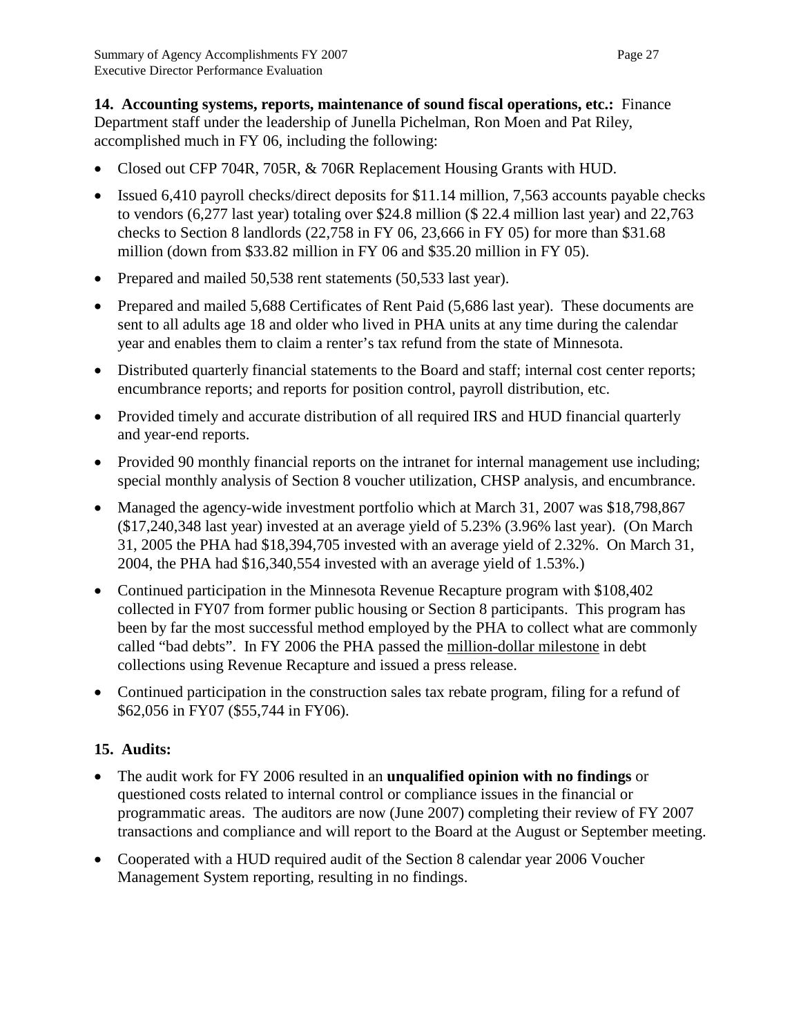**14. Accounting systems, reports, maintenance of sound fiscal operations, etc.:** Finance Department staff under the leadership of Junella Pichelman, Ron Moen and Pat Riley, accomplished much in FY 06, including the following:

- Closed out CFP 704R, 705R, & 706R Replacement Housing Grants with HUD.
- Issued 6,410 payroll checks/direct deposits for $11.14 million, 7,563 accounts payable checks to vendors (6,277 last year) totaling over $24.8 million ($ 22.4 million last year) and 22,763 checks to Section 8 landlords (22,758 in FY 06, 23,666 in FY 05) for more than $31.68 million (down from $33.82 million in FY 06 and $35.20 million in FY 05).
- Prepared and mailed 50,538 rent statements (50,533 last year).
- Prepared and mailed 5,688 Certificates of Rent Paid (5,686 last year). These documents are sent to all adults age 18 and older who lived in PHA units at any time during the calendar year and enables them to claim a renter's tax refund from the state of Minnesota.
- Distributed quarterly financial statements to the Board and staff; internal cost center reports; encumbrance reports; and reports for position control, payroll distribution, etc.
- Provided timely and accurate distribution of all required IRS and HUD financial quarterly and year-end reports.
- Provided 90 monthly financial reports on the intranet for internal management use including; special monthly analysis of Section 8 voucher utilization, CHSP analysis, and encumbrance.
- Managed the agency-wide investment portfolio which at March 31, 2007 was $18,798,867 ($17,240,348 last year) invested at an average yield of 5.23% (3.96% last year). (On March 31, 2005 the PHA had $18,394,705 invested with an average yield of 2.32%. On March 31, 2004, the PHA had $16,340,554 invested with an average yield of 1.53%.)
- Continued participation in the Minnesota Revenue Recapture program with $108,402 collected in FY07 from former public housing or Section 8 participants. This program has been by far the most successful method employed by the PHA to collect what are commonly called "bad debts". In FY 2006 the PHA passed the million-dollar milestone in debt collections using Revenue Recapture and issued a press release.
- Continued participation in the construction sales tax rebate program, filing for a refund of $62,056 in FY07 ($55,744 in FY06).

**15. Audits:**

- The audit work for FY 2006 resulted in an **unqualified opinion with no findings** or questioned costs related to internal control or compliance issues in the financial or programmatic areas. The auditors are now (June 2007) completing their review of FY 2007 transactions and compliance and will report to the Board at the August or September meeting.
- Cooperated with a HUD required audit of the Section 8 calendar year 2006 Voucher Management System reporting, resulting in no findings.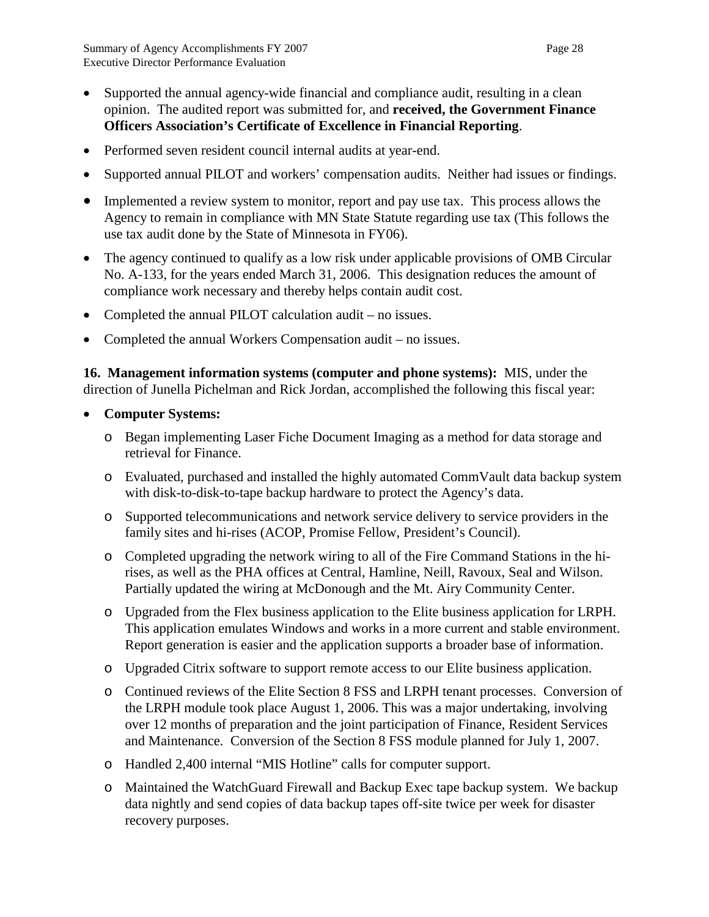- Supported the annual agency-wide financial and compliance audit, resulting in a clean opinion. The audited report was submitted for, and **received, the Government Finance Officers Association's Certificate of Excellence in Financial Reporting**.
- Performed seven resident council internal audits at year-end.
- Supported annual PILOT and workers' compensation audits. Neither had issues or findings.
- Implemented a review system to monitor, report and pay use tax. This process allows the Agency to remain in compliance with MN State Statute regarding use tax (This follows the use tax audit done by the State of Minnesota in FY06).
- The agency continued to qualify as a low risk under applicable provisions of OMB Circular No. A-133, for the years ended March 31, 2006. This designation reduces the amount of compliance work necessary and thereby helps contain audit cost.
- Completed the annual PILOT calculation audit – no issues.
- Completed the annual Workers Compensation audit – no issues.

**16. Management information systems (computer and phone systems):** MIS, under the direction of Junella Pichelman and Rick Jordan, accomplished the following this fiscal year:

- **Computer Systems:**
  - Began implementing Laser Fiche Document Imaging as a method for data storage and retrieval for Finance.
  - Evaluated, purchased and installed the highly automated CommVault data backup system with disk-to-disk-to-tape backup hardware to protect the Agency's data.
  - Supported telecommunications and network service delivery to service providers in the family sites and hi-rises (ACOP, Promise Fellow, President's Council).
  - Completed upgrading the network wiring to all of the Fire Command Stations in the hi-rises, as well as the PHA offices at Central, Hamline, Neill, Ravoux, Seal and Wilson. Partially updated the wiring at McDonough and the Mt. Airy Community Center.
  - Upgraded from the Flex business application to the Elite business application for LRPH. This application emulates Windows and works in a more current and stable environment. Report generation is easier and the application supports a broader base of information.
  - Upgraded Citrix software to support remote access to our Elite business application.
  - Continued reviews of the Elite Section 8 FSS and LRPH tenant processes. Conversion of the LRPH module took place August 1, 2006. This was a major undertaking, involving over 12 months of preparation and the joint participation of Finance, Resident Services and Maintenance. Conversion of the Section 8 FSS module planned for July 1, 2007.
  - Handled 2,400 internal "MIS Hotline" calls for computer support.
  - Maintained the WatchGuard Firewall and Backup Exec tape backup system. We backup data nightly and send copies of data backup tapes off-site twice per week for disaster recovery purposes.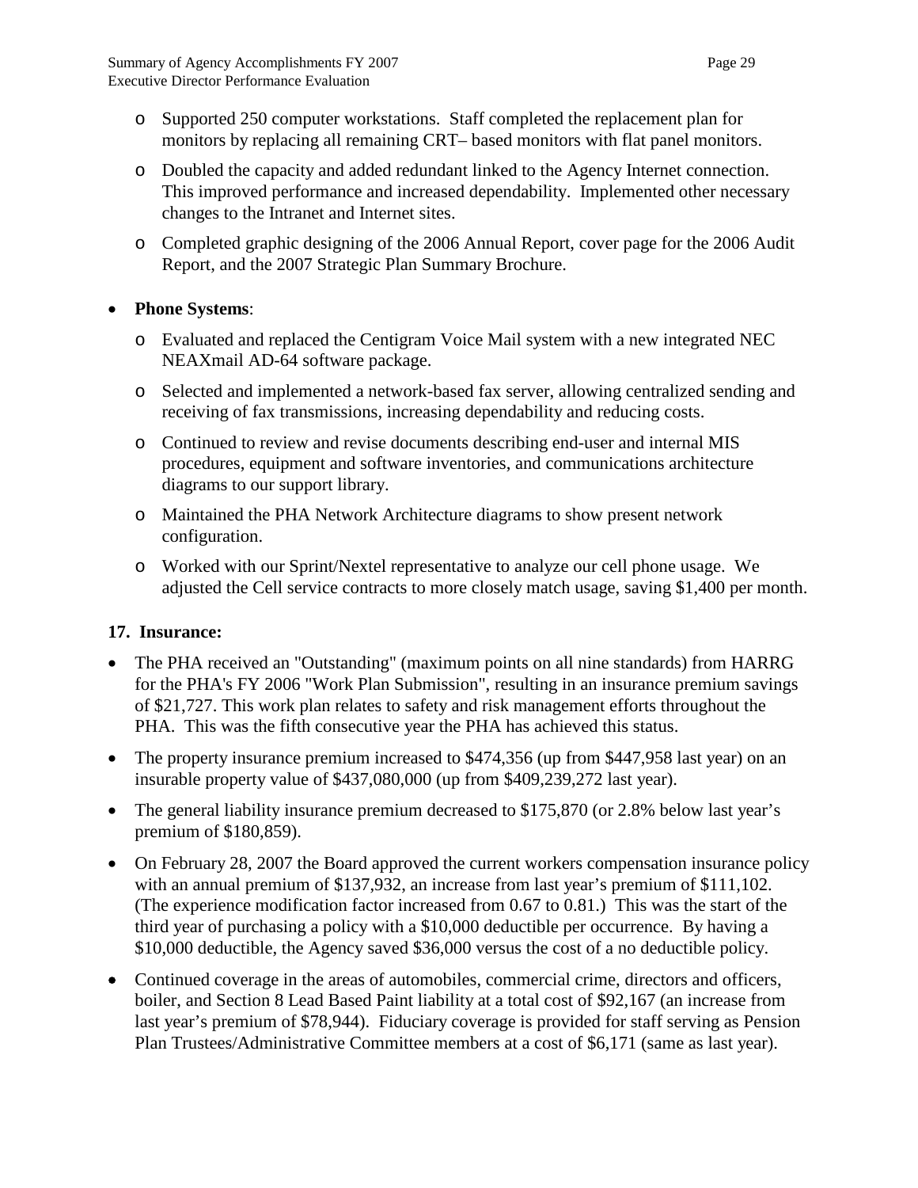- Supported 250 computer workstations. Staff completed the replacement plan for monitors by replacing all remaining CRT– based monitors with flat panel monitors.
- Doubled the capacity and added redundant linked to the Agency Internet connection. This improved performance and increased dependability. Implemented other necessary changes to the Intranet and Internet sites.
- Completed graphic designing of the 2006 Annual Report, cover page for the 2006 Audit Report, and the 2007 Strategic Plan Summary Brochure.

- **Phone Systems**:
  - Evaluated and replaced the Centigram Voice Mail system with a new integrated NEC NEAXmail AD-64 software package.
  - Selected and implemented a network-based fax server, allowing centralized sending and receiving of fax transmissions, increasing dependability and reducing costs.
  - Continued to review and revise documents describing end-user and internal MIS procedures, equipment and software inventories, and communications architecture diagrams to our support library.
  - Maintained the PHA Network Architecture diagrams to show present network configuration.
  - Worked with our Sprint/Nextel representative to analyze our cell phone usage. We adjusted the Cell service contracts to more closely match usage, saving $1,400 per month.

## 17. Insurance:

- The PHA received an "Outstanding" (maximum points on all nine standards) from HARRG for the PHA's FY 2006 "Work Plan Submission", resulting in an insurance premium savings of $21,727. This work plan relates to safety and risk management efforts throughout the PHA. This was the fifth consecutive year the PHA has achieved this status.
- The property insurance premium increased to $474,356 (up from $447,958 last year) on an insurable property value of $437,080,000 (up from $409,239,272 last year).
- The general liability insurance premium decreased to $175,870 (or 2.8% below last year's premium of $180,859).
- On February 28, 2007 the Board approved the current workers compensation insurance policy with an annual premium of $137,932, an increase from last year's premium of $111,102. (The experience modification factor increased from 0.67 to 0.81.) This was the start of the third year of purchasing a policy with a $10,000 deductible per occurrence. By having a $10,000 deductible, the Agency saved $36,000 versus the cost of a no deductible policy.
- Continued coverage in the areas of automobiles, commercial crime, directors and officers, boiler, and Section 8 Lead Based Paint liability at a total cost of $92,167 (an increase from last year's premium of $78,944). Fiduciary coverage is provided for staff serving as Pension Plan Trustees/Administrative Committee members at a cost of $6,171 (same as last year).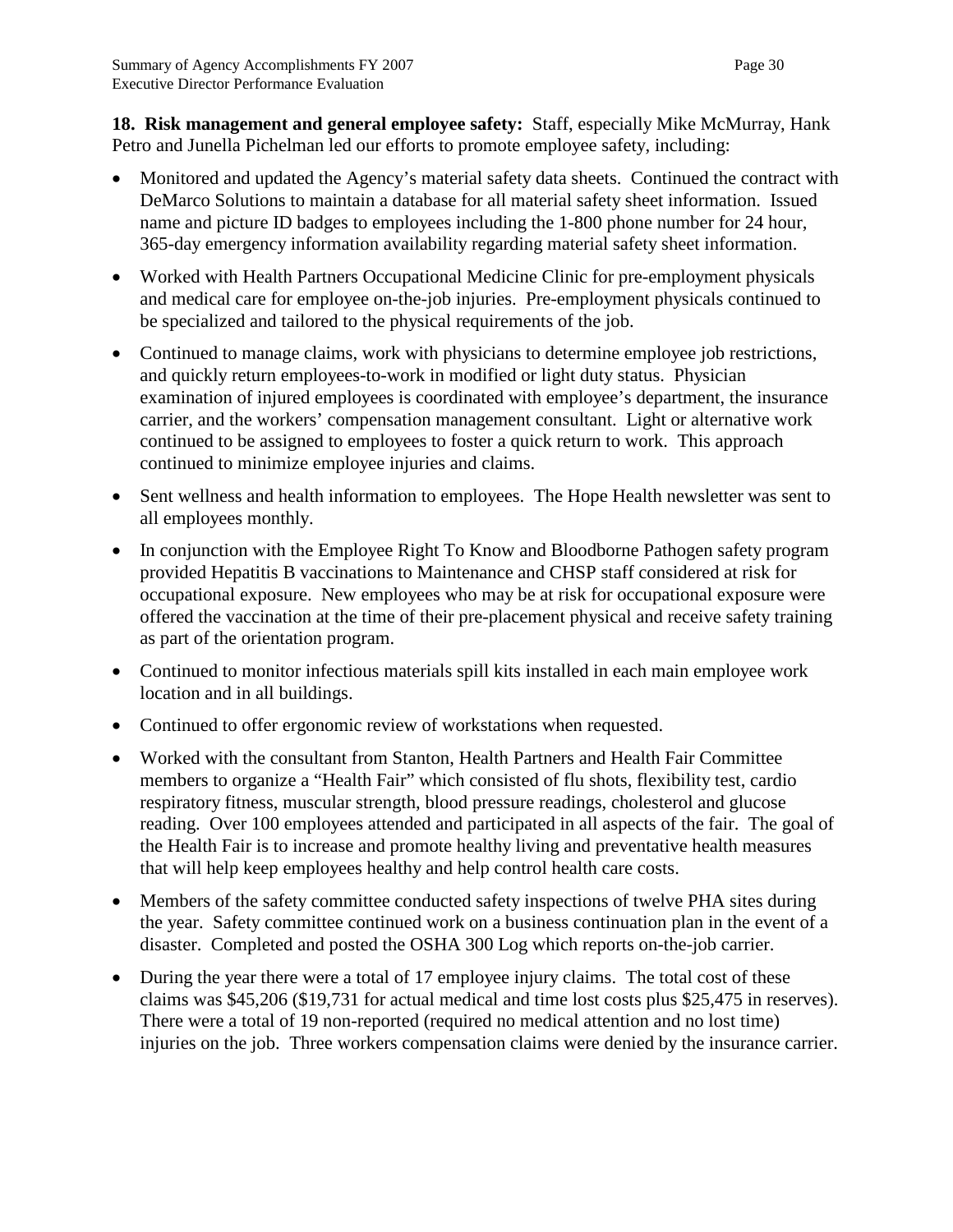**18. Risk management and general employee safety:** Staff, especially Mike McMurray, Hank Petro and Junella Pichelman led our efforts to promote employee safety, including:

- Monitored and updated the Agency's material safety data sheets. Continued the contract with DeMarco Solutions to maintain a database for all material safety sheet information. Issued name and picture ID badges to employees including the 1-800 phone number for 24 hour, 365-day emergency information availability regarding material safety sheet information.
- Worked with Health Partners Occupational Medicine Clinic for pre-employment physicals and medical care for employee on-the-job injuries. Pre-employment physicals continued to be specialized and tailored to the physical requirements of the job.
- Continued to manage claims, work with physicians to determine employee job restrictions, and quickly return employees-to-work in modified or light duty status. Physician examination of injured employees is coordinated with employee's department, the insurance carrier, and the workers' compensation management consultant. Light or alternative work continued to be assigned to employees to foster a quick return to work. This approach continued to minimize employee injuries and claims.
- Sent wellness and health information to employees. The Hope Health newsletter was sent to all employees monthly.
- In conjunction with the Employee Right To Know and Bloodborne Pathogen safety program provided Hepatitis B vaccinations to Maintenance and CHSP staff considered at risk for occupational exposure. New employees who may be at risk for occupational exposure were offered the vaccination at the time of their pre-placement physical and receive safety training as part of the orientation program.
- Continued to monitor infectious materials spill kits installed in each main employee work location and in all buildings.
- Continued to offer ergonomic review of workstations when requested.
- Worked with the consultant from Stanton, Health Partners and Health Fair Committee members to organize a "Health Fair" which consisted of flu shots, flexibility test, cardio respiratory fitness, muscular strength, blood pressure readings, cholesterol and glucose reading. Over 100 employees attended and participated in all aspects of the fair. The goal of the Health Fair is to increase and promote healthy living and preventative health measures that will help keep employees healthy and help control health care costs.
- Members of the safety committee conducted safety inspections of twelve PHA sites during the year. Safety committee continued work on a business continuation plan in the event of a disaster. Completed and posted the OSHA 300 Log which reports on-the-job carrier.
- During the year there were a total of 17 employee injury claims. The total cost of these claims was $45,206 ($19,731 for actual medical and time lost costs plus $25,475 in reserves). There were a total of 19 non-reported (required no medical attention and no lost time) injuries on the job. Three workers compensation claims were denied by the insurance carrier.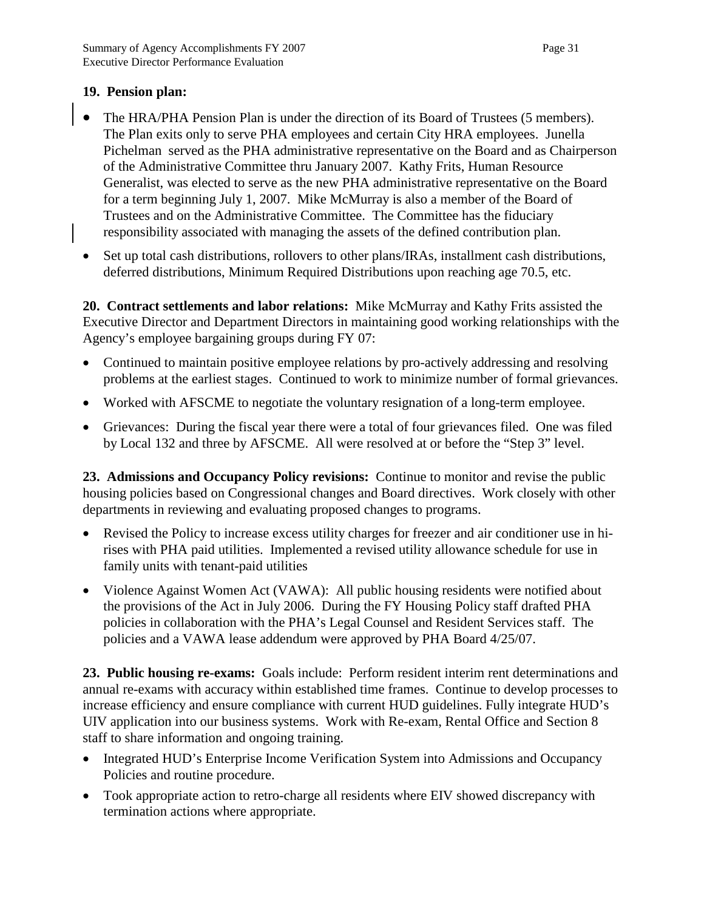**19. Pension plan:**

- The HRA/PHA Pension Plan is under the direction of its Board of Trustees (5 members). The Plan exits only to serve PHA employees and certain City HRA employees. Junella Pichelman served as the PHA administrative representative on the Board and as Chairperson of the Administrative Committee thru January 2007. Kathy Frits, Human Resource Generalist, was elected to serve as the new PHA administrative representative on the Board for a term beginning July 1, 2007. Mike McMurray is also a member of the Board of Trustees and on the Administrative Committee. The Committee has the fiduciary responsibility associated with managing the assets of the defined contribution plan.
- Set up total cash distributions, rollovers to other plans/IRAs, installment cash distributions, deferred distributions, Minimum Required Distributions upon reaching age 70.5, etc.

**20. Contract settlements and labor relations:** Mike McMurray and Kathy Frits assisted the Executive Director and Department Directors in maintaining good working relationships with the Agency's employee bargaining groups during FY 07:

- Continued to maintain positive employee relations by pro-actively addressing and resolving problems at the earliest stages. Continued to work to minimize number of formal grievances.
- Worked with AFSCME to negotiate the voluntary resignation of a long-term employee.
- Grievances: During the fiscal year there were a total of four grievances filed. One was filed by Local 132 and three by AFSCME. All were resolved at or before the "Step 3" level.

**23. Admissions and Occupancy Policy revisions:** Continue to monitor and revise the public housing policies based on Congressional changes and Board directives. Work closely with other departments in reviewing and evaluating proposed changes to programs.

- Revised the Policy to increase excess utility charges for freezer and air conditioner use in hi-rises with PHA paid utilities. Implemented a revised utility allowance schedule for use in family units with tenant-paid utilities
- Violence Against Women Act (VAWA): All public housing residents were notified about the provisions of the Act in July 2006. During the FY Housing Policy staff drafted PHA policies in collaboration with the PHA's Legal Counsel and Resident Services staff. The policies and a VAWA lease addendum were approved by PHA Board 4/25/07.

**23. Public housing re-exams:** Goals include: Perform resident interim rent determinations and annual re-exams with accuracy within established time frames. Continue to develop processes to increase efficiency and ensure compliance with current HUD guidelines. Fully integrate HUD's UIV application into our business systems. Work with Re-exam, Rental Office and Section 8 staff to share information and ongoing training.

- Integrated HUD's Enterprise Income Verification System into Admissions and Occupancy Policies and routine procedure.
- Took appropriate action to retro-charge all residents where EIV showed discrepancy with termination actions where appropriate.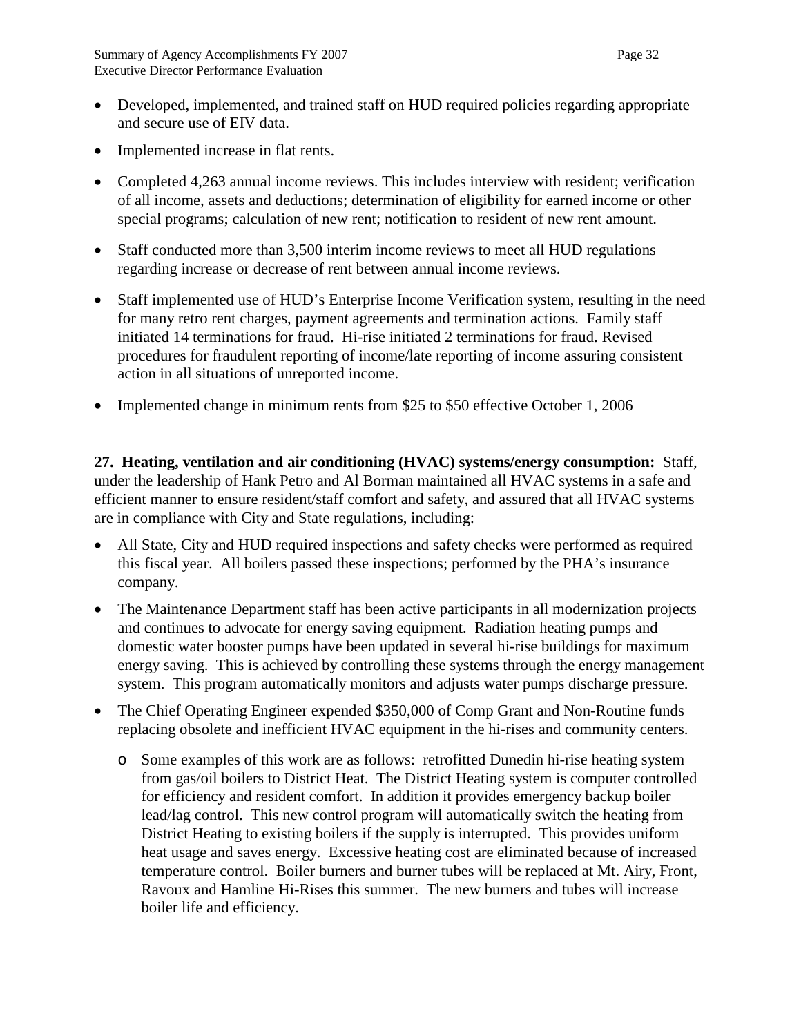- Developed, implemented, and trained staff on HUD required policies regarding appropriate and secure use of EIV data.
- Implemented increase in flat rents.
- Completed 4,263 annual income reviews. This includes interview with resident; verification of all income, assets and deductions; determination of eligibility for earned income or other special programs; calculation of new rent; notification to resident of new rent amount.
- Staff conducted more than 3,500 interim income reviews to meet all HUD regulations regarding increase or decrease of rent between annual income reviews.
- Staff implemented use of HUD's Enterprise Income Verification system, resulting in the need for many retro rent charges, payment agreements and termination actions. Family staff initiated 14 terminations for fraud. Hi-rise initiated 2 terminations for fraud. Revised procedures for fraudulent reporting of income/late reporting of income assuring consistent action in all situations of unreported income.
- Implemented change in minimum rents from $25 to $50 effective October 1, 2006

**27. Heating, ventilation and air conditioning (HVAC) systems/energy consumption:** Staff, under the leadership of Hank Petro and Al Borman maintained all HVAC systems in a safe and efficient manner to ensure resident/staff comfort and safety, and assured that all HVAC systems are in compliance with City and State regulations, including:

- All State, City and HUD required inspections and safety checks were performed as required this fiscal year. All boilers passed these inspections; performed by the PHA's insurance company.
- The Maintenance Department staff has been active participants in all modernization projects and continues to advocate for energy saving equipment. Radiation heating pumps and domestic water booster pumps have been updated in several hi-rise buildings for maximum energy saving. This is achieved by controlling these systems through the energy management system. This program automatically monitors and adjusts water pumps discharge pressure.
- The Chief Operating Engineer expended $350,000 of Comp Grant and Non-Routine funds replacing obsolete and inefficient HVAC equipment in the hi-rises and community centers.
  - Some examples of this work are as follows: retrofitted Dunedin hi-rise heating system from gas/oil boilers to District Heat. The District Heating system is computer controlled for efficiency and resident comfort. In addition it provides emergency backup boiler lead/lag control. This new control program will automatically switch the heating from District Heating to existing boilers if the supply is interrupted. This provides uniform heat usage and saves energy. Excessive heating cost are eliminated because of increased temperature control. Boiler burners and burner tubes will be replaced at Mt. Airy, Front, Ravoux and Hamline Hi-Rises this summer. The new burners and tubes will increase boiler life and efficiency.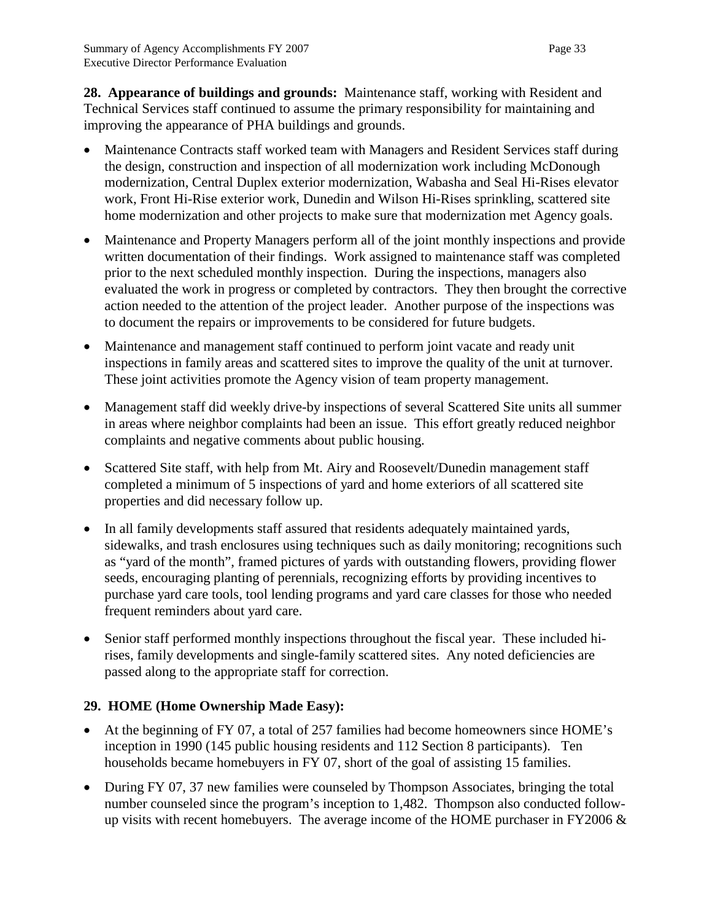**28. Appearance of buildings and grounds:** Maintenance staff, working with Resident and Technical Services staff continued to assume the primary responsibility for maintaining and improving the appearance of PHA buildings and grounds.

- Maintenance Contracts staff worked team with Managers and Resident Services staff during the design, construction and inspection of all modernization work including McDonough modernization, Central Duplex exterior modernization, Wabasha and Seal Hi-Rises elevator work, Front Hi-Rise exterior work, Dunedin and Wilson Hi-Rises sprinkling, scattered site home modernization and other projects to make sure that modernization met Agency goals.
- Maintenance and Property Managers perform all of the joint monthly inspections and provide written documentation of their findings. Work assigned to maintenance staff was completed prior to the next scheduled monthly inspection. During the inspections, managers also evaluated the work in progress or completed by contractors. They then brought the corrective action needed to the attention of the project leader. Another purpose of the inspections was to document the repairs or improvements to be considered for future budgets.
- Maintenance and management staff continued to perform joint vacate and ready unit inspections in family areas and scattered sites to improve the quality of the unit at turnover. These joint activities promote the Agency vision of team property management.
- Management staff did weekly drive-by inspections of several Scattered Site units all summer in areas where neighbor complaints had been an issue. This effort greatly reduced neighbor complaints and negative comments about public housing.
- Scattered Site staff, with help from Mt. Airy and Roosevelt/Dunedin management staff completed a minimum of 5 inspections of yard and home exteriors of all scattered site properties and did necessary follow up.
- In all family developments staff assured that residents adequately maintained yards, sidewalks, and trash enclosures using techniques such as daily monitoring; recognitions such as "yard of the month", framed pictures of yards with outstanding flowers, providing flower seeds, encouraging planting of perennials, recognizing efforts by providing incentives to purchase yard care tools, tool lending programs and yard care classes for those who needed frequent reminders about yard care.
- Senior staff performed monthly inspections throughout the fiscal year. These included hi-rises, family developments and single-family scattered sites. Any noted deficiencies are passed along to the appropriate staff for correction.

**29. HOME (Home Ownership Made Easy):**

- At the beginning of FY 07, a total of 257 families had become homeowners since HOME's inception in 1990 (145 public housing residents and 112 Section 8 participants). Ten households became homebuyers in FY 07, short of the goal of assisting 15 families.
- During FY 07, 37 new families were counseled by Thompson Associates, bringing the total number counseled since the program's inception to 1,482. Thompson also conducted follow-up visits with recent homebuyers. The average income of the HOME purchaser in FY2006 &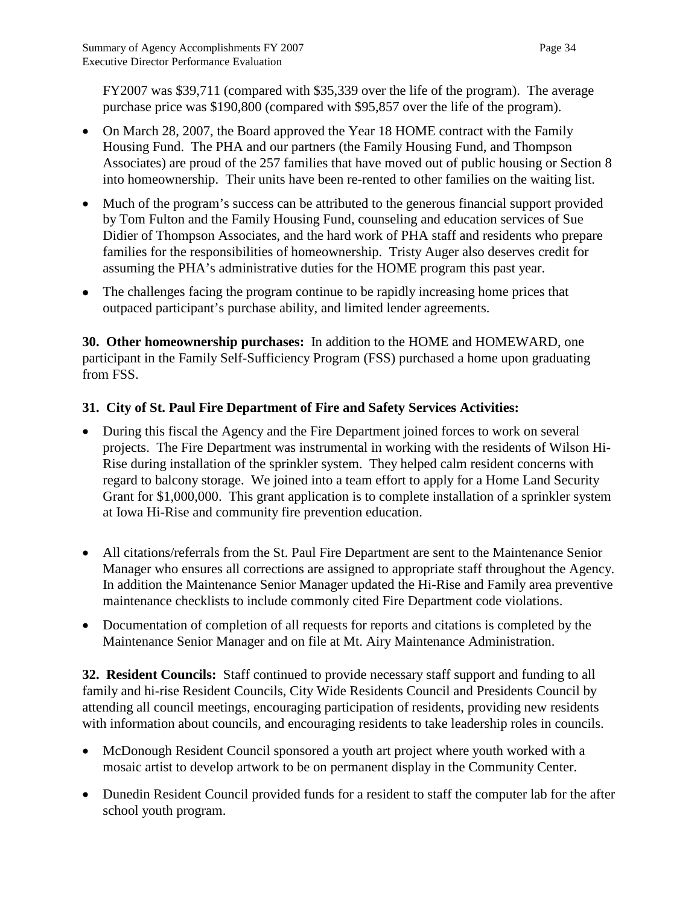FY2007 was $39,711 (compared with $35,339 over the life of the program). The average purchase price was $190,800 (compared with $95,857 over the life of the program).

- On March 28, 2007, the Board approved the Year 18 HOME contract with the Family Housing Fund. The PHA and our partners (the Family Housing Fund, and Thompson Associates) are proud of the 257 families that have moved out of public housing or Section 8 into homeownership. Their units have been re-rented to other families on the waiting list.
- Much of the program's success can be attributed to the generous financial support provided by Tom Fulton and the Family Housing Fund, counseling and education services of Sue Didier of Thompson Associates, and the hard work of PHA staff and residents who prepare families for the responsibilities of homeownership. Tristy Auger also deserves credit for assuming the PHA's administrative duties for the HOME program this past year.
- The challenges facing the program continue to be rapidly increasing home prices that outpaced participant's purchase ability, and limited lender agreements.

**30. Other homeownership purchases:** In addition to the HOME and HOMEWARD, one participant in the Family Self-Sufficiency Program (FSS) purchased a home upon graduating from FSS.

**31. City of St. Paul Fire Department of Fire and Safety Services Activities:**

- During this fiscal the Agency and the Fire Department joined forces to work on several projects. The Fire Department was instrumental in working with the residents of Wilson Hi-Rise during installation of the sprinkler system. They helped calm resident concerns with regard to balcony storage. We joined into a team effort to apply for a Home Land Security Grant for $1,000,000. This grant application is to complete installation of a sprinkler system at Iowa Hi-Rise and community fire prevention education.
- All citations/referrals from the St. Paul Fire Department are sent to the Maintenance Senior Manager who ensures all corrections are assigned to appropriate staff throughout the Agency. In addition the Maintenance Senior Manager updated the Hi-Rise and Family area preventive maintenance checklists to include commonly cited Fire Department code violations.
- Documentation of completion of all requests for reports and citations is completed by the Maintenance Senior Manager and on file at Mt. Airy Maintenance Administration.

**32. Resident Councils:** Staff continued to provide necessary staff support and funding to all family and hi-rise Resident Councils, City Wide Residents Council and Presidents Council by attending all council meetings, encouraging participation of residents, providing new residents with information about councils, and encouraging residents to take leadership roles in councils.

- McDonough Resident Council sponsored a youth art project where youth worked with a mosaic artist to develop artwork to be on permanent display in the Community Center.
- Dunedin Resident Council provided funds for a resident to staff the computer lab for the after school youth program.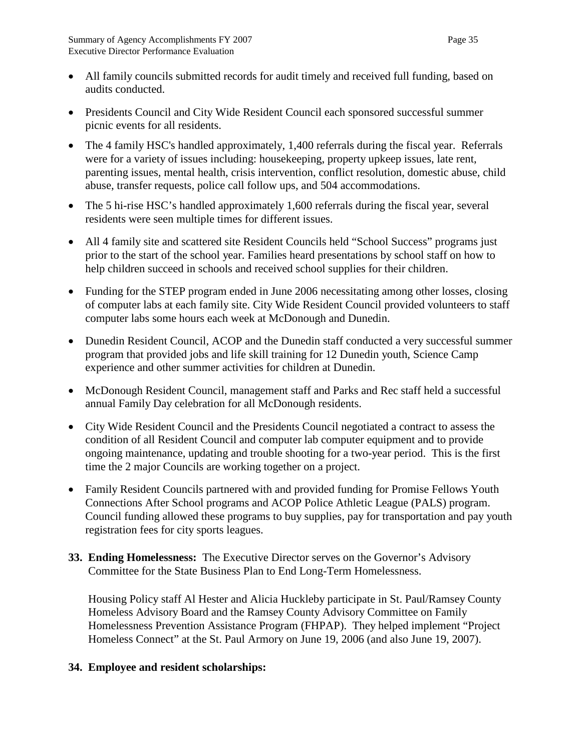- All family councils submitted records for audit timely and received full funding, based on audits conducted.
- Presidents Council and City Wide Resident Council each sponsored successful summer picnic events for all residents.
- The 4 family HSC's handled approximately, 1,400 referrals during the fiscal year. Referrals were for a variety of issues including: housekeeping, property upkeep issues, late rent, parenting issues, mental health, crisis intervention, conflict resolution, domestic abuse, child abuse, transfer requests, police call follow ups, and 504 accommodations.
- The 5 hi-rise HSC's handled approximately 1,600 referrals during the fiscal year, several residents were seen multiple times for different issues.
- All 4 family site and scattered site Resident Councils held "School Success" programs just prior to the start of the school year. Families heard presentations by school staff on how to help children succeed in schools and received school supplies for their children.
- Funding for the STEP program ended in June 2006 necessitating among other losses, closing of computer labs at each family site. City Wide Resident Council provided volunteers to staff computer labs some hours each week at McDonough and Dunedin.
- Dunedin Resident Council, ACOP and the Dunedin staff conducted a very successful summer program that provided jobs and life skill training for 12 Dunedin youth, Science Camp experience and other summer activities for children at Dunedin.
- McDonough Resident Council, management staff and Parks and Rec staff held a successful annual Family Day celebration for all McDonough residents.
- City Wide Resident Council and the Presidents Council negotiated a contract to assess the condition of all Resident Council and computer lab computer equipment and to provide ongoing maintenance, updating and trouble shooting for a two-year period. This is the first time the 2 major Councils are working together on a project.
- Family Resident Councils partnered with and provided funding for Promise Fellows Youth Connections After School programs and ACOP Police Athletic League (PALS) program. Council funding allowed these programs to buy supplies, pay for transportation and pay youth registration fees for city sports leagues.

**33. Ending Homelessness:** The Executive Director serves on the Governor's Advisory Committee for the State Business Plan to End Long-Term Homelessness.

Housing Policy staff Al Hester and Alicia Huckleby participate in St. Paul/Ramsey County Homeless Advisory Board and the Ramsey County Advisory Committee on Family Homelessness Prevention Assistance Program (FHPAP). They helped implement "Project Homeless Connect" at the St. Paul Armory on June 19, 2006 (and also June 19, 2007).

**34. Employee and resident scholarships:**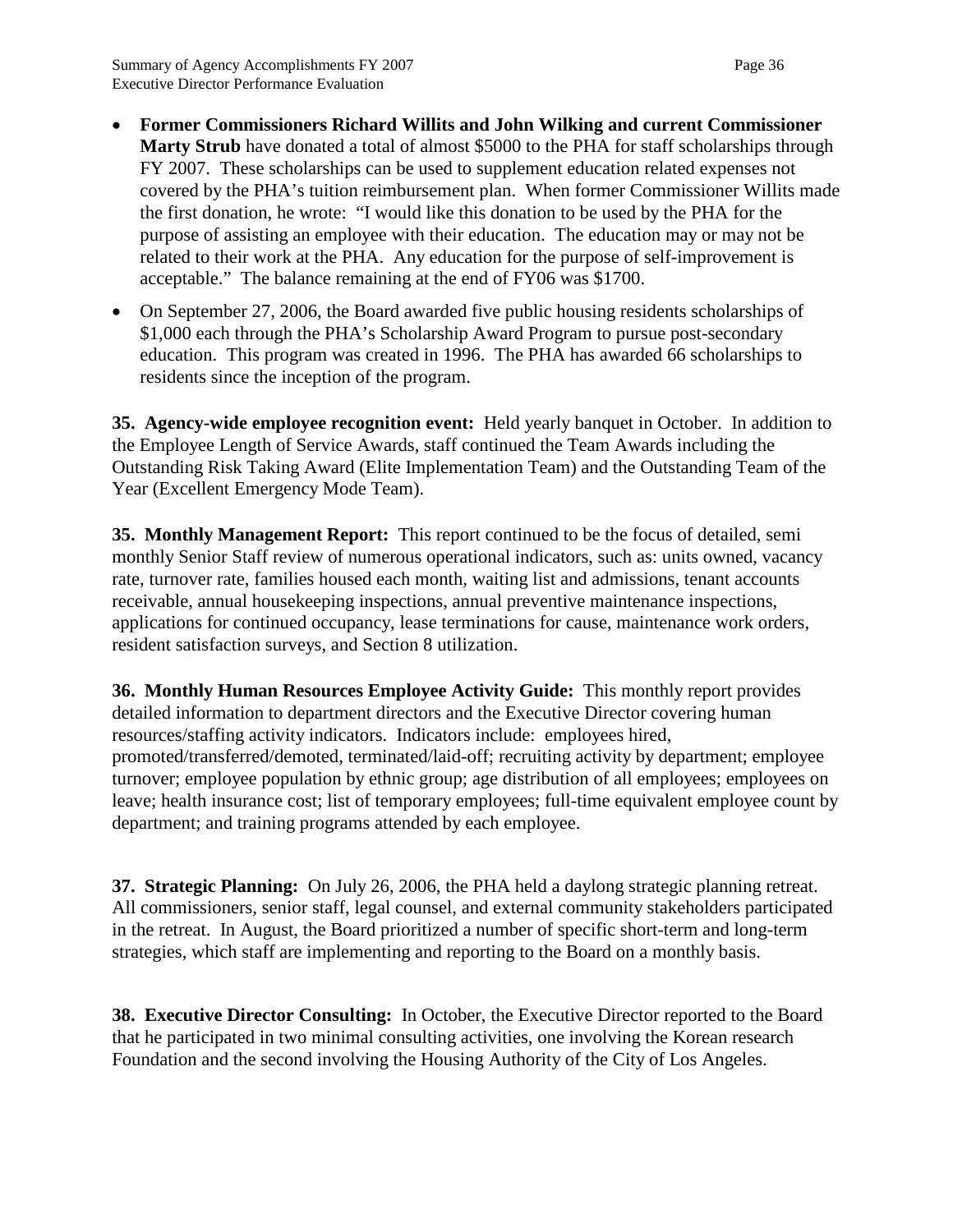- **Former Commissioners Richard Willits and John Wilking and current Commissioner Marty Strub** have donated a total of almost $5000 to the PHA for staff scholarships through FY 2007. These scholarships can be used to supplement education related expenses not covered by the PHA's tuition reimbursement plan. When former Commissioner Willits made the first donation, he wrote: "I would like this donation to be used by the PHA for the purpose of assisting an employee with their education. The education may or may not be related to their work at the PHA. Any education for the purpose of self-improvement is acceptable." The balance remaining at the end of FY06 was $1700.
- On September 27, 2006, the Board awarded five public housing residents scholarships of $1,000 each through the PHA's Scholarship Award Program to pursue post-secondary education. This program was created in 1996. The PHA has awarded 66 scholarships to residents since the inception of the program.

**35. Agency-wide employee recognition event:** Held yearly banquet in October. In addition to the Employee Length of Service Awards, staff continued the Team Awards including the Outstanding Risk Taking Award (Elite Implementation Team) and the Outstanding Team of the Year (Excellent Emergency Mode Team).

**35. Monthly Management Report:** This report continued to be the focus of detailed, semi monthly Senior Staff review of numerous operational indicators, such as: units owned, vacancy rate, turnover rate, families housed each month, waiting list and admissions, tenant accounts receivable, annual housekeeping inspections, annual preventive maintenance inspections, applications for continued occupancy, lease terminations for cause, maintenance work orders, resident satisfaction surveys, and Section 8 utilization.

**36. Monthly Human Resources Employee Activity Guide:** This monthly report provides detailed information to department directors and the Executive Director covering human resources/staffing activity indicators. Indicators include: employees hired, promoted/transferred/demoted, terminated/laid-off; recruiting activity by department; employee turnover; employee population by ethnic group; age distribution of all employees; employees on leave; health insurance cost; list of temporary employees; full-time equivalent employee count by department; and training programs attended by each employee.

**37. Strategic Planning:** On July 26, 2006, the PHA held a daylong strategic planning retreat. All commissioners, senior staff, legal counsel, and external community stakeholders participated in the retreat. In August, the Board prioritized a number of specific short-term and long-term strategies, which staff are implementing and reporting to the Board on a monthly basis.

**38. Executive Director Consulting:** In October, the Executive Director reported to the Board that he participated in two minimal consulting activities, one involving the Korean research Foundation and the second involving the Housing Authority of the City of Los Angeles.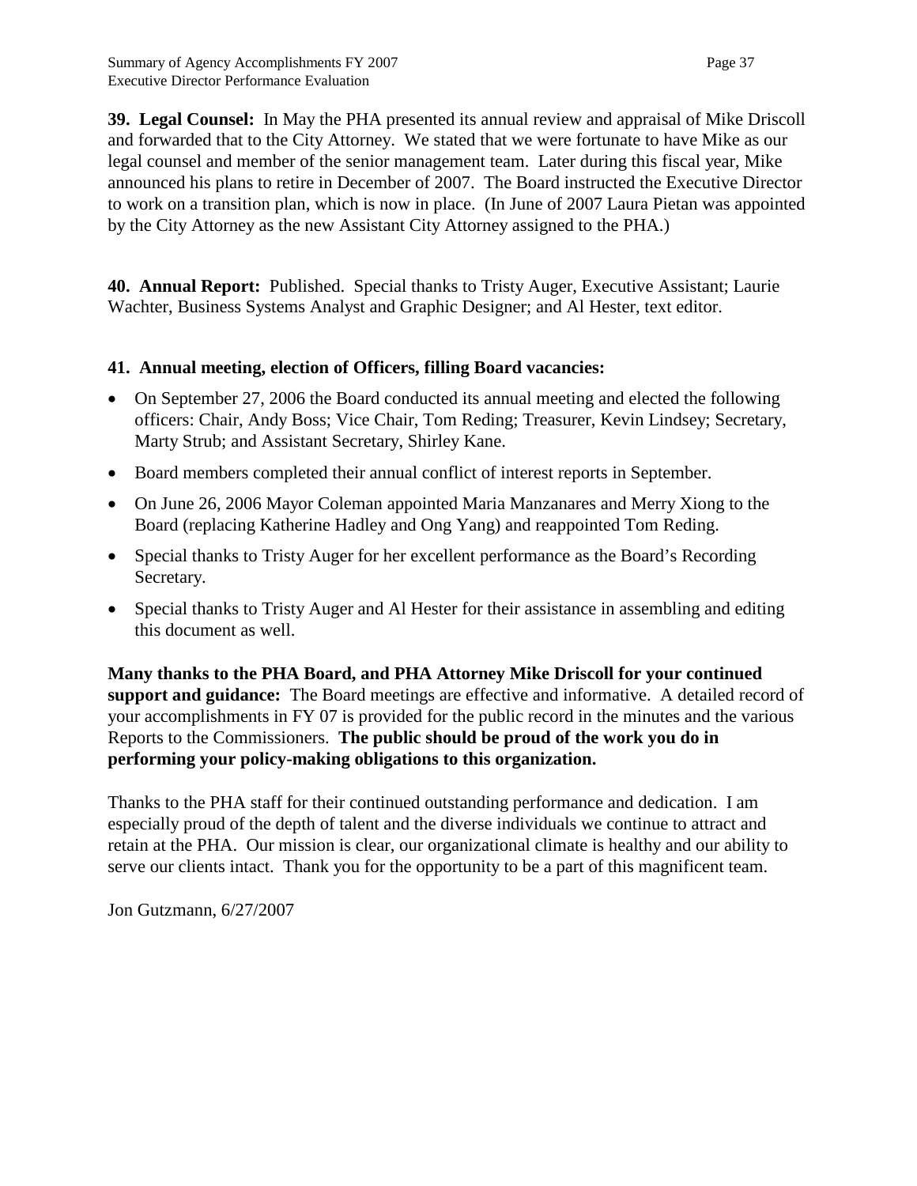**39. Legal Counsel:** In May the PHA presented its annual review and appraisal of Mike Driscoll and forwarded that to the City Attorney. We stated that we were fortunate to have Mike as our legal counsel and member of the senior management team. Later during this fiscal year, Mike announced his plans to retire in December of 2007. The Board instructed the Executive Director to work on a transition plan, which is now in place. (In June of 2007 Laura Pietan was appointed by the City Attorney as the new Assistant City Attorney assigned to the PHA.)

**40. Annual Report:** Published. Special thanks to Tristy Auger, Executive Assistant; Laurie Wachter, Business Systems Analyst and Graphic Designer; and Al Hester, text editor.

**41. Annual meeting, election of Officers, filling Board vacancies:**

- On September 27, 2006 the Board conducted its annual meeting and elected the following officers: Chair, Andy Boss; Vice Chair, Tom Reding; Treasurer, Kevin Lindsey; Secretary, Marty Strub; and Assistant Secretary, Shirley Kane.
- Board members completed their annual conflict of interest reports in September.
- On June 26, 2006 Mayor Coleman appointed Maria Manzanares and Merry Xiong to the Board (replacing Katherine Hadley and Ong Yang) and reappointed Tom Reding.
- Special thanks to Tristy Auger for her excellent performance as the Board's Recording Secretary.
- Special thanks to Tristy Auger and Al Hester for their assistance in assembling and editing this document as well.

**Many thanks to the PHA Board, and PHA Attorney Mike Driscoll for your continued support and guidance:** The Board meetings are effective and informative. A detailed record of your accomplishments in FY 07 is provided for the public record in the minutes and the various Reports to the Commissioners. **The public should be proud of the work you do in performing your policy-making obligations to this organization.**

Thanks to the PHA staff for their continued outstanding performance and dedication. I am especially proud of the depth of talent and the diverse individuals we continue to attract and retain at the PHA. Our mission is clear, our organizational climate is healthy and our ability to serve our clients intact. Thank you for the opportunity to be a part of this magnificent team.

Jon Gutzmann, 6/27/2007